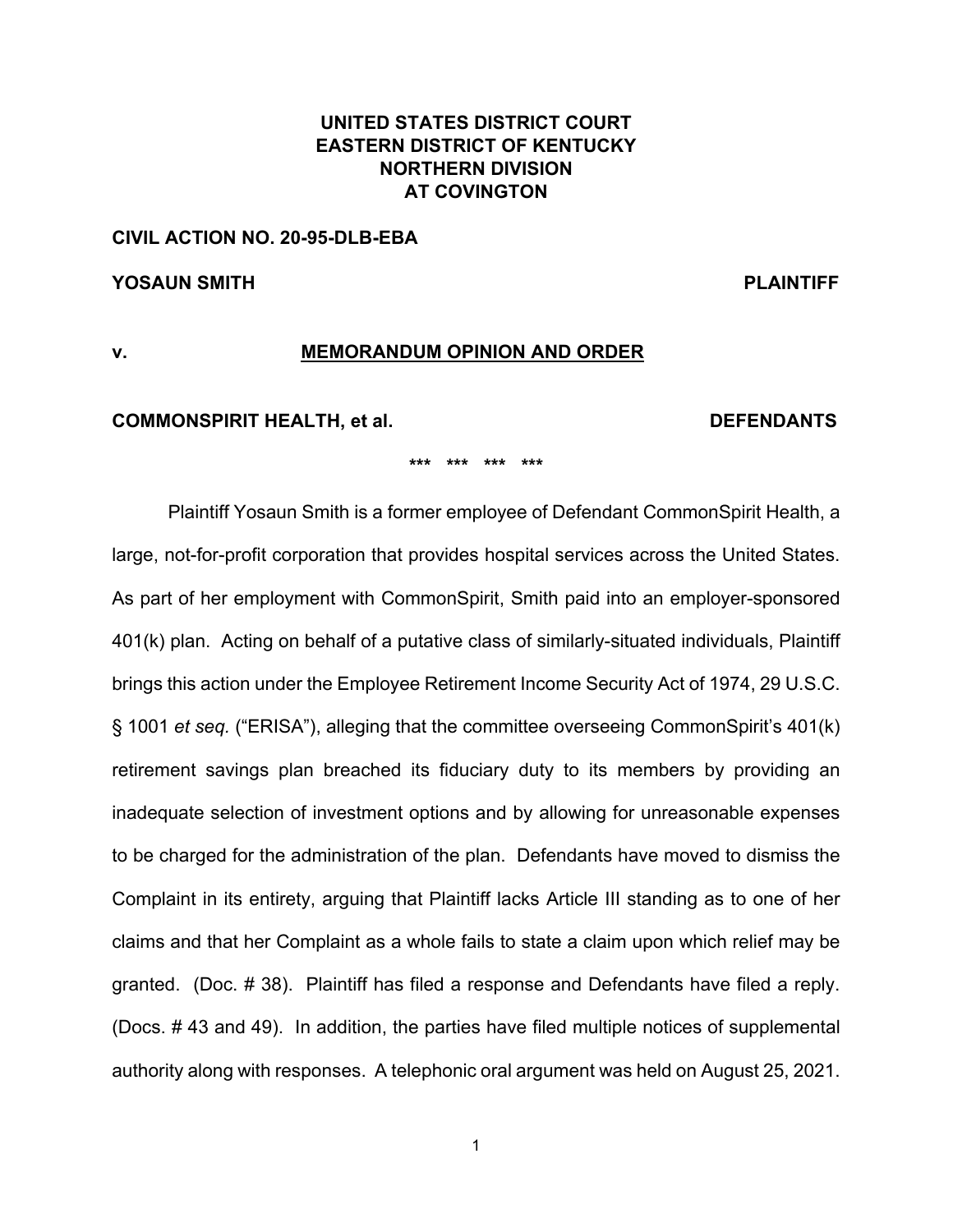**UNITED STATES DISTRICT COURT**
**EASTERN DISTRICT OF KENTUCKY**
**NORTHERN DIVISION**
**AT COVINGTON**

**CIVIL ACTION NO. 20-95-DLB-EBA**

**YOSAUN SMITH** **PLAINTIFF**

**v.** **<u>MEMORANDUM OPINION AND ORDER</u>**

**COMMONSPIRIT HEALTH, et al.** **DEFENDANTS**

\*\*\* \*\*\* \*\*\* \*\*\*

Plaintiff Yosaun Smith is a former employee of Defendant CommonSpirit Health, a large, not-for-profit corporation that provides hospital services across the United States. As part of her employment with CommonSpirit, Smith paid into an employer-sponsored 401(k) plan. Acting on behalf of a putative class of similarly-situated individuals, Plaintiff brings this action under the Employee Retirement Income Security Act of 1974, 29 U.S.C. § 1001 *et seq.* ("ERISA"), alleging that the committee overseeing CommonSpirit's 401(k) retirement savings plan breached its fiduciary duty to its members by providing an inadequate selection of investment options and by allowing for unreasonable expenses to be charged for the administration of the plan. Defendants have moved to dismiss the Complaint in its entirety, arguing that Plaintiff lacks Article III standing as to one of her claims and that her Complaint as a whole fails to state a claim upon which relief may be granted. (Doc. # 38). Plaintiff has filed a response and Defendants have filed a reply. (Docs. # 43 and 49). In addition, the parties have filed multiple notices of supplemental authority along with responses. A telephonic oral argument was held on August 25, 2021.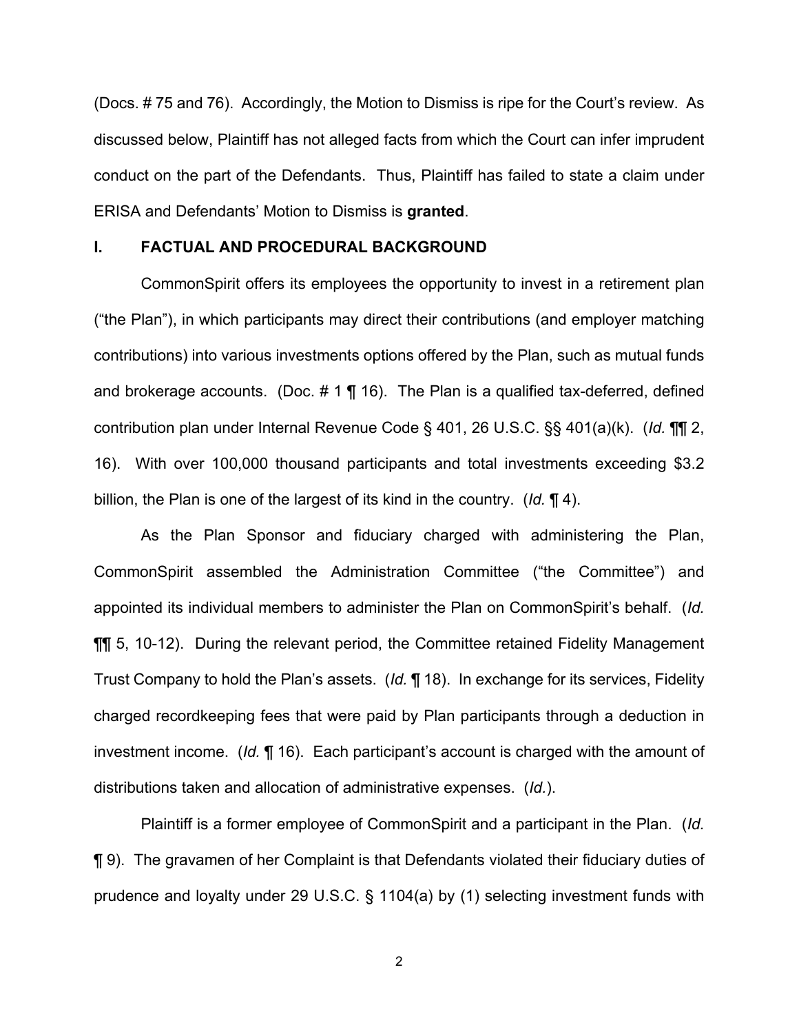(Docs. # 75 and 76). Accordingly, the Motion to Dismiss is ripe for the Court's review. As discussed below, Plaintiff has not alleged facts from which the Court can infer imprudent conduct on the part of the Defendants. Thus, Plaintiff has failed to state a claim under ERISA and Defendants' Motion to Dismiss is **granted**.

## I. FACTUAL AND PROCEDURAL BACKGROUND

CommonSpirit offers its employees the opportunity to invest in a retirement plan ("the Plan"), in which participants may direct their contributions (and employer matching contributions) into various investments options offered by the Plan, such as mutual funds and brokerage accounts. (Doc. # 1 ¶ 16). The Plan is a qualified tax-deferred, defined contribution plan under Internal Revenue Code § 401, 26 U.S.C. §§ 401(a)(k). (*Id.* ¶¶ 2, 16). With over 100,000 thousand participants and total investments exceeding $3.2 billion, the Plan is one of the largest of its kind in the country. (*Id.* ¶ 4).

As the Plan Sponsor and fiduciary charged with administering the Plan, CommonSpirit assembled the Administration Committee ("the Committee") and appointed its individual members to administer the Plan on CommonSpirit's behalf. (*Id.* ¶¶ 5, 10-12). During the relevant period, the Committee retained Fidelity Management Trust Company to hold the Plan's assets. (*Id.* ¶ 18). In exchange for its services, Fidelity charged recordkeeping fees that were paid by Plan participants through a deduction in investment income. (*Id.* ¶ 16). Each participant's account is charged with the amount of distributions taken and allocation of administrative expenses. (*Id.*).

Plaintiff is a former employee of CommonSpirit and a participant in the Plan. (*Id.* ¶ 9). The gravamen of her Complaint is that Defendants violated their fiduciary duties of prudence and loyalty under 29 U.S.C. § 1104(a) by (1) selecting investment funds with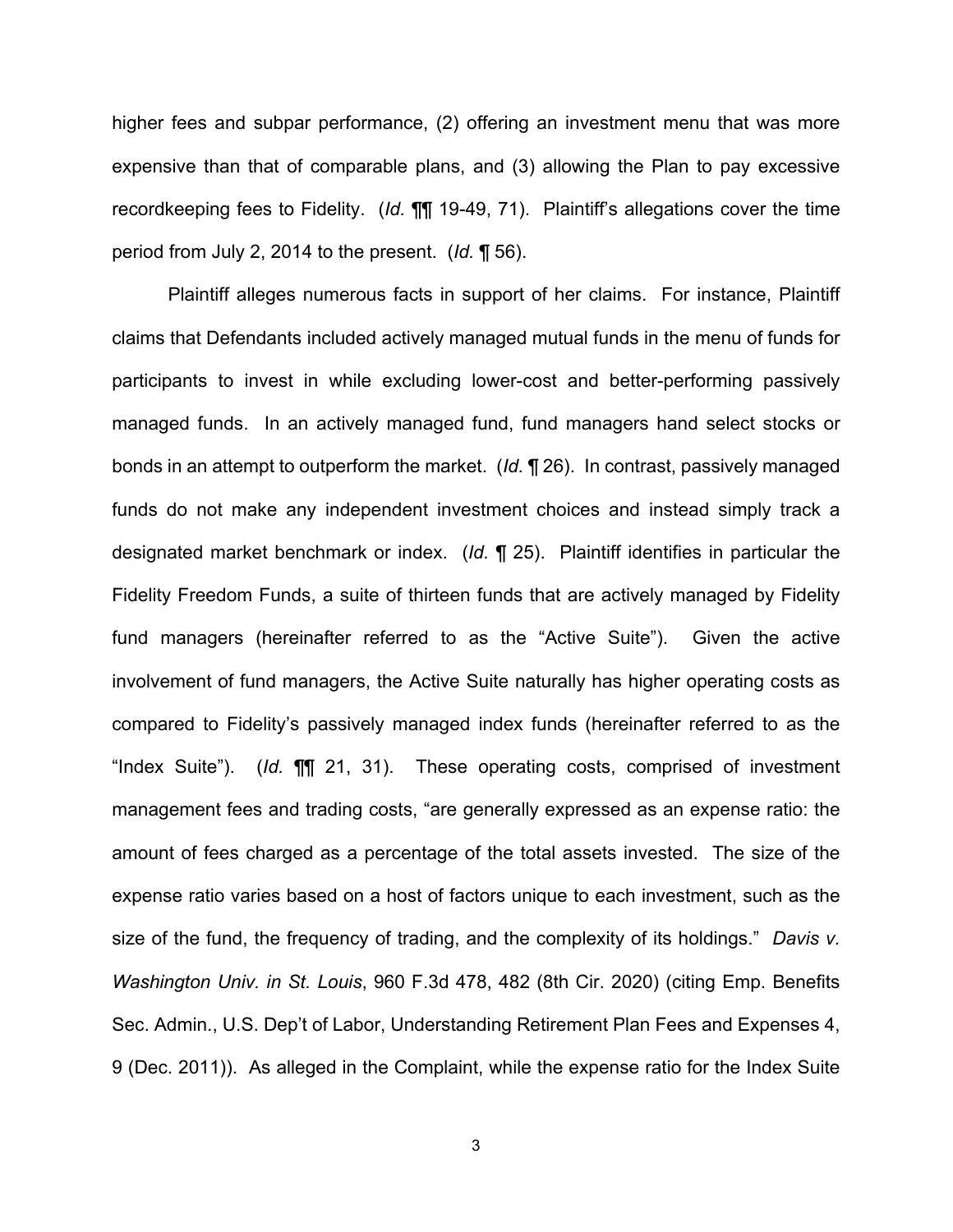higher fees and subpar performance, (2) offering an investment menu that was more expensive than that of comparable plans, and (3) allowing the Plan to pay excessive recordkeeping fees to Fidelity. (*Id.* ¶¶ 19-49, 71). Plaintiff's allegations cover the time period from July 2, 2014 to the present. (*Id.* ¶ 56).

Plaintiff alleges numerous facts in support of her claims. For instance, Plaintiff claims that Defendants included actively managed mutual funds in the menu of funds for participants to invest in while excluding lower-cost and better-performing passively managed funds. In an actively managed fund, fund managers hand select stocks or bonds in an attempt to outperform the market. (*Id.* ¶ 26). In contrast, passively managed funds do not make any independent investment choices and instead simply track a designated market benchmark or index. (*Id.* ¶ 25). Plaintiff identifies in particular the Fidelity Freedom Funds, a suite of thirteen funds that are actively managed by Fidelity fund managers (hereinafter referred to as the "Active Suite"). Given the active involvement of fund managers, the Active Suite naturally has higher operating costs as compared to Fidelity's passively managed index funds (hereinafter referred to as the "Index Suite"). (*Id.* ¶¶ 21, 31). These operating costs, comprised of investment management fees and trading costs, "are generally expressed as an expense ratio: the amount of fees charged as a percentage of the total assets invested. The size of the expense ratio varies based on a host of factors unique to each investment, such as the size of the fund, the frequency of trading, and the complexity of its holdings." *Davis v. Washington Univ. in St. Louis*, 960 F.3d 478, 482 (8th Cir. 2020) (citing Emp. Benefits Sec. Admin., U.S. Dep't of Labor, Understanding Retirement Plan Fees and Expenses 4, 9 (Dec. 2011)). As alleged in the Complaint, while the expense ratio for the Index Suite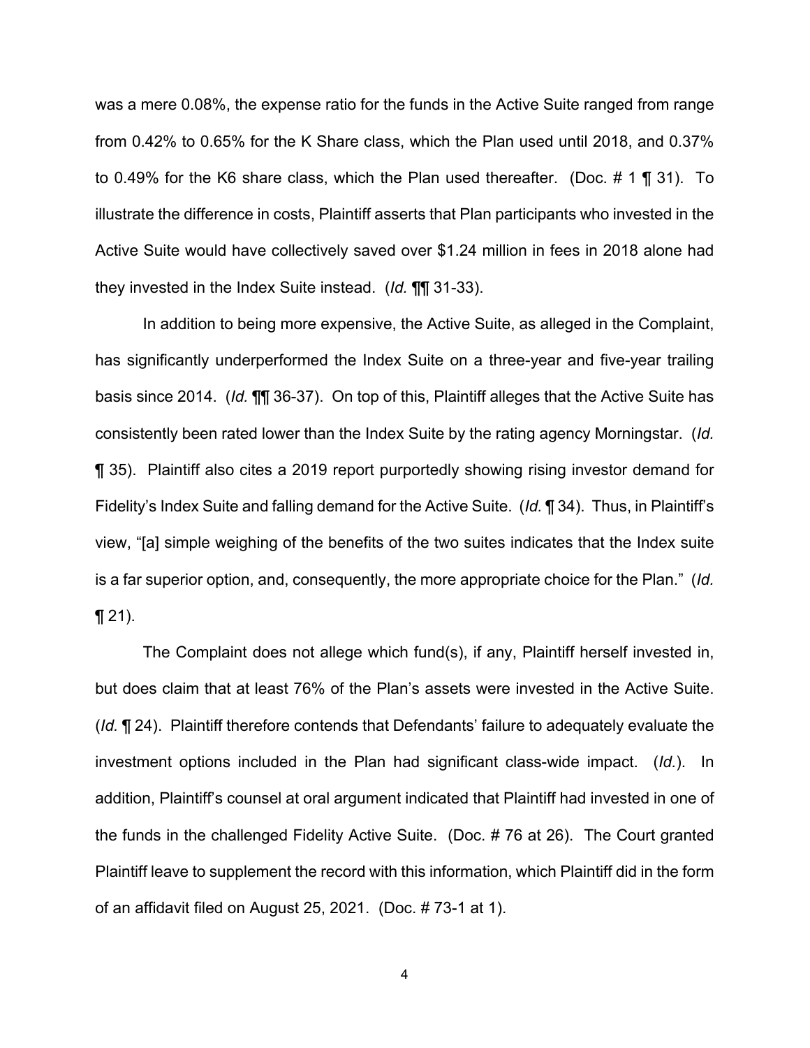was a mere 0.08%, the expense ratio for the funds in the Active Suite ranged from range from 0.42% to 0.65% for the K Share class, which the Plan used until 2018, and 0.37% to 0.49% for the K6 share class, which the Plan used thereafter. (Doc. # 1 ¶ 31). To illustrate the difference in costs, Plaintiff asserts that Plan participants who invested in the Active Suite would have collectively saved over $1.24 million in fees in 2018 alone had they invested in the Index Suite instead. (*Id.* ¶¶ 31-33).

In addition to being more expensive, the Active Suite, as alleged in the Complaint, has significantly underperformed the Index Suite on a three-year and five-year trailing basis since 2014. (*Id.* ¶¶ 36-37). On top of this, Plaintiff alleges that the Active Suite has consistently been rated lower than the Index Suite by the rating agency Morningstar. (*Id.* ¶ 35). Plaintiff also cites a 2019 report purportedly showing rising investor demand for Fidelity's Index Suite and falling demand for the Active Suite. (*Id.* ¶ 34). Thus, in Plaintiff's view, "[a] simple weighing of the benefits of the two suites indicates that the Index suite is a far superior option, and, consequently, the more appropriate choice for the Plan." (*Id.* ¶ 21).

The Complaint does not allege which fund(s), if any, Plaintiff herself invested in, but does claim that at least 76% of the Plan's assets were invested in the Active Suite. (*Id.* ¶ 24). Plaintiff therefore contends that Defendants' failure to adequately evaluate the investment options included in the Plan had significant class-wide impact. (*Id.*). In addition, Plaintiff's counsel at oral argument indicated that Plaintiff had invested in one of the funds in the challenged Fidelity Active Suite. (Doc. # 76 at 26). The Court granted Plaintiff leave to supplement the record with this information, which Plaintiff did in the form of an affidavit filed on August 25, 2021. (Doc. # 73-1 at 1).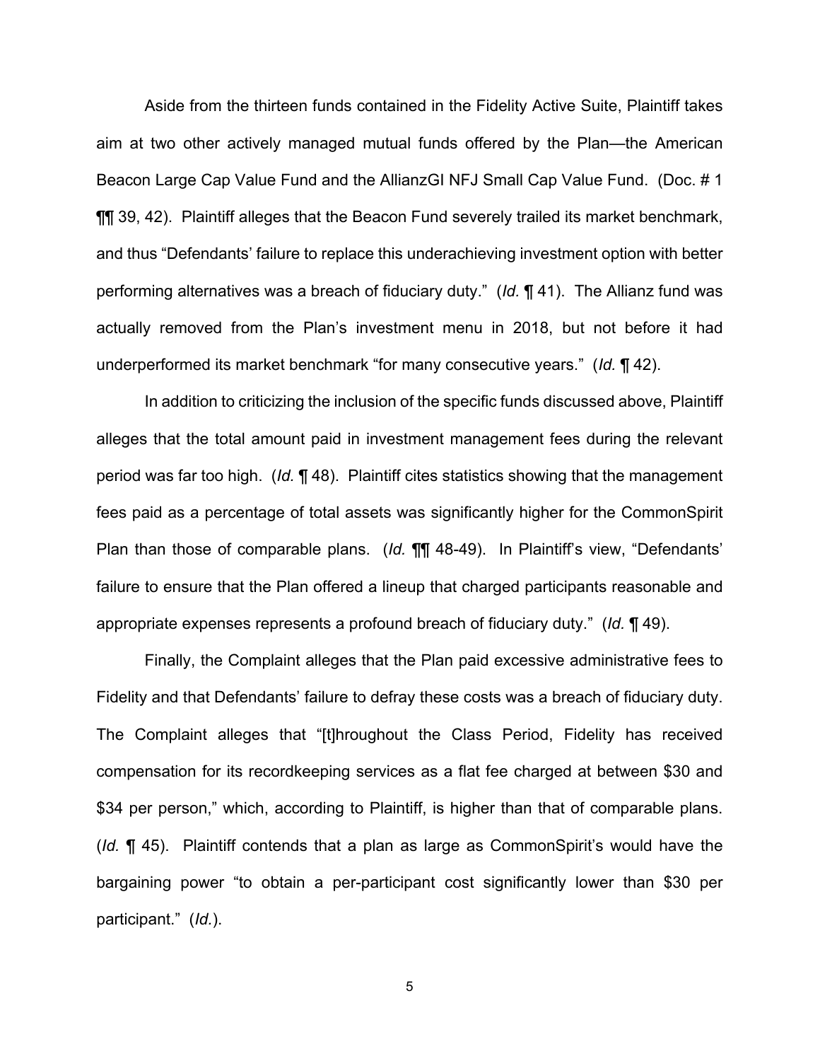Aside from the thirteen funds contained in the Fidelity Active Suite, Plaintiff takes aim at two other actively managed mutual funds offered by the Plan—the American Beacon Large Cap Value Fund and the AllianzGI NFJ Small Cap Value Fund. (Doc. # 1 ¶¶ 39, 42). Plaintiff alleges that the Beacon Fund severely trailed its market benchmark, and thus "Defendants' failure to replace this underachieving investment option with better performing alternatives was a breach of fiduciary duty." (*Id.* ¶ 41). The Allianz fund was actually removed from the Plan's investment menu in 2018, but not before it had underperformed its market benchmark "for many consecutive years." (*Id.* ¶ 42).

In addition to criticizing the inclusion of the specific funds discussed above, Plaintiff alleges that the total amount paid in investment management fees during the relevant period was far too high. (*Id.* ¶ 48). Plaintiff cites statistics showing that the management fees paid as a percentage of total assets was significantly higher for the CommonSpirit Plan than those of comparable plans. (*Id.* ¶¶ 48-49). In Plaintiff's view, "Defendants' failure to ensure that the Plan offered a lineup that charged participants reasonable and appropriate expenses represents a profound breach of fiduciary duty." (*Id.* ¶ 49).

Finally, the Complaint alleges that the Plan paid excessive administrative fees to Fidelity and that Defendants' failure to defray these costs was a breach of fiduciary duty. The Complaint alleges that "[t]hroughout the Class Period, Fidelity has received compensation for its recordkeeping services as a flat fee charged at between $30 and $34 per person," which, according to Plaintiff, is higher than that of comparable plans. (*Id.* ¶ 45). Plaintiff contends that a plan as large as CommonSpirit's would have the bargaining power "to obtain a per-participant cost significantly lower than $30 per participant." (*Id.*).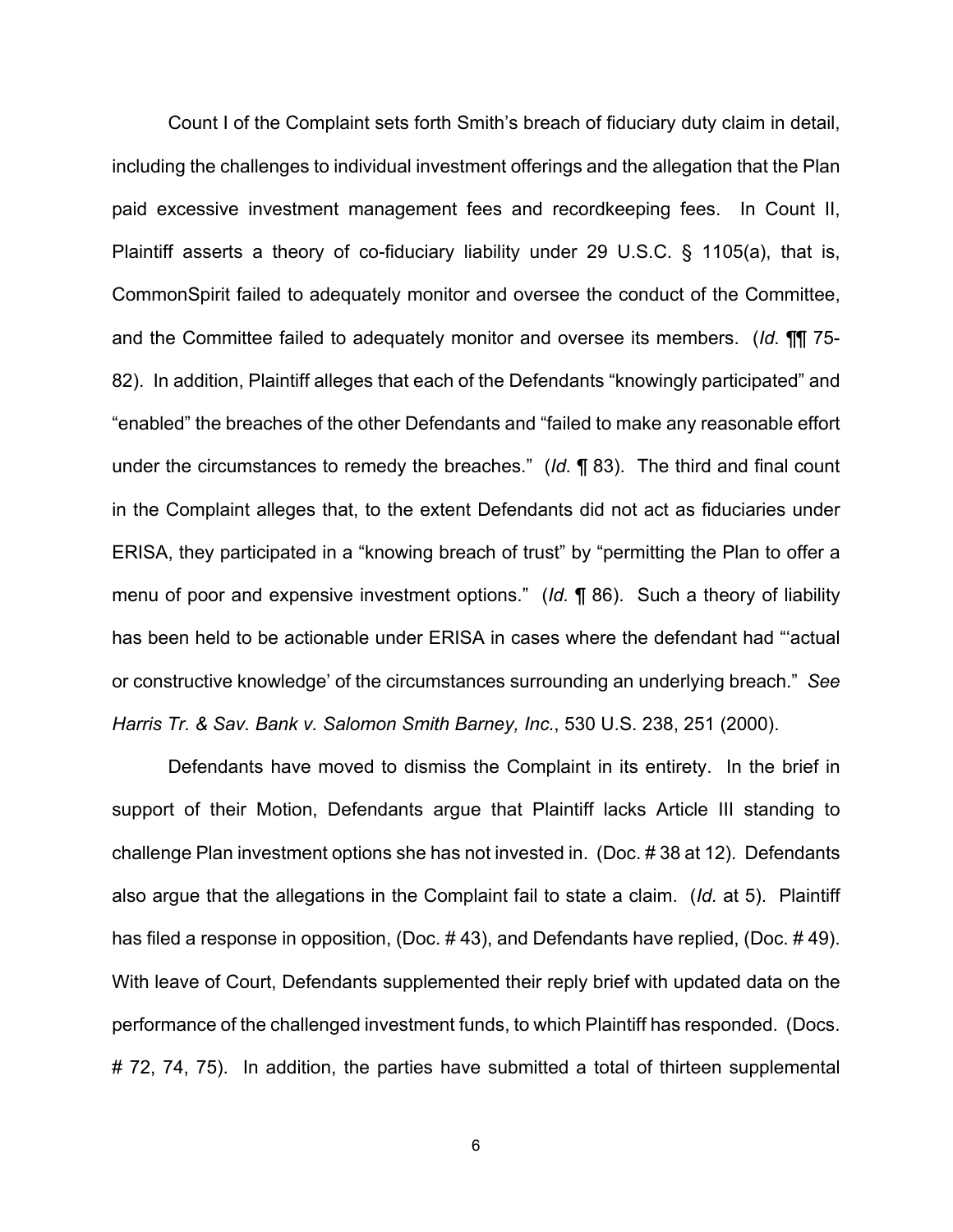Count I of the Complaint sets forth Smith's breach of fiduciary duty claim in detail, including the challenges to individual investment offerings and the allegation that the Plan paid excessive investment management fees and recordkeeping fees. In Count II, Plaintiff asserts a theory of co-fiduciary liability under 29 U.S.C. § 1105(a), that is, CommonSpirit failed to adequately monitor and oversee the conduct of the Committee, and the Committee failed to adequately monitor and oversee its members. (*Id.* ¶¶ 75-82). In addition, Plaintiff alleges that each of the Defendants "knowingly participated" and "enabled" the breaches of the other Defendants and "failed to make any reasonable effort under the circumstances to remedy the breaches." (*Id.* ¶ 83). The third and final count in the Complaint alleges that, to the extent Defendants did not act as fiduciaries under ERISA, they participated in a "knowing breach of trust" by "permitting the Plan to offer a menu of poor and expensive investment options." (*Id.* ¶ 86). Such a theory of liability has been held to be actionable under ERISA in cases where the defendant had "'actual or constructive knowledge' of the circumstances surrounding an underlying breach." *See Harris Tr. & Sav. Bank v. Salomon Smith Barney, Inc.*, 530 U.S. 238, 251 (2000).

Defendants have moved to dismiss the Complaint in its entirety. In the brief in support of their Motion, Defendants argue that Plaintiff lacks Article III standing to challenge Plan investment options she has not invested in. (Doc. # 38 at 12). Defendants also argue that the allegations in the Complaint fail to state a claim. (*Id.* at 5). Plaintiff has filed a response in opposition, (Doc. # 43), and Defendants have replied, (Doc. # 49). With leave of Court, Defendants supplemented their reply brief with updated data on the performance of the challenged investment funds, to which Plaintiff has responded. (Docs. # 72, 74, 75). In addition, the parties have submitted a total of thirteen supplemental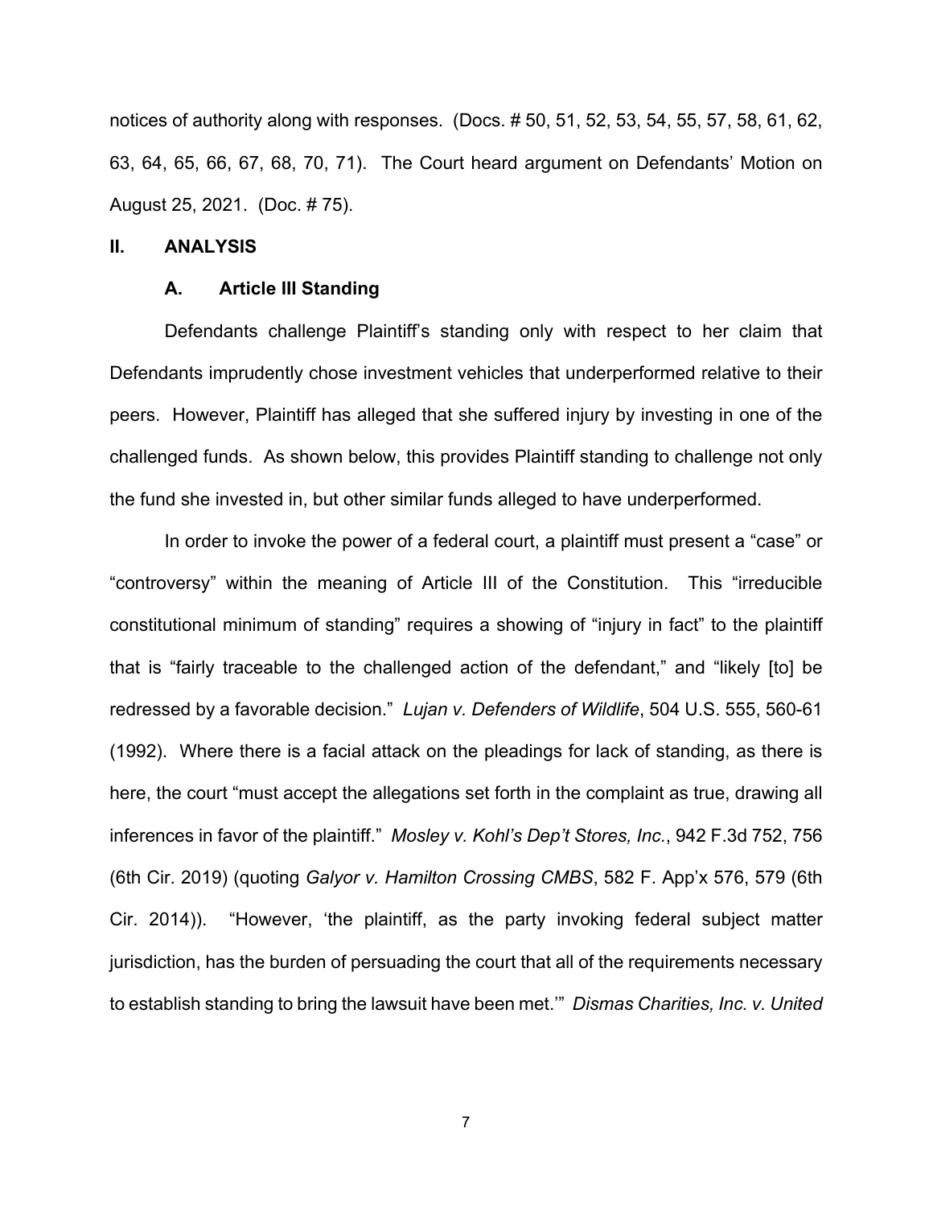notices of authority along with responses. (Docs. # 50, 51, 52, 53, 54, 55, 57, 58, 61, 62, 63, 64, 65, 66, 67, 68, 70, 71). The Court heard argument on Defendants' Motion on August 25, 2021. (Doc. # 75).

## II. ANALYSIS

### A. Article III Standing

Defendants challenge Plaintiff's standing only with respect to her claim that Defendants imprudently chose investment vehicles that underperformed relative to their peers. However, Plaintiff has alleged that she suffered injury by investing in one of the challenged funds. As shown below, this provides Plaintiff standing to challenge not only the fund she invested in, but other similar funds alleged to have underperformed.

In order to invoke the power of a federal court, a plaintiff must present a "case" or "controversy" within the meaning of Article III of the Constitution. This "irreducible constitutional minimum of standing" requires a showing of "injury in fact" to the plaintiff that is "fairly traceable to the challenged action of the defendant," and "likely [to] be redressed by a favorable decision." *Lujan v. Defenders of Wildlife*, 504 U.S. 555, 560-61 (1992). Where there is a facial attack on the pleadings for lack of standing, as there is here, the court "must accept the allegations set forth in the complaint as true, drawing all inferences in favor of the plaintiff." *Mosley v. Kohl's Dep't Stores, Inc.*, 942 F.3d 752, 756 (6th Cir. 2019) (quoting *Galyor v. Hamilton Crossing CMBS*, 582 F. App'x 576, 579 (6th Cir. 2014)). "However, 'the plaintiff, as the party invoking federal subject matter jurisdiction, has the burden of persuading the court that all of the requirements necessary to establish standing to bring the lawsuit have been met.'" *Dismas Charities, Inc. v. United*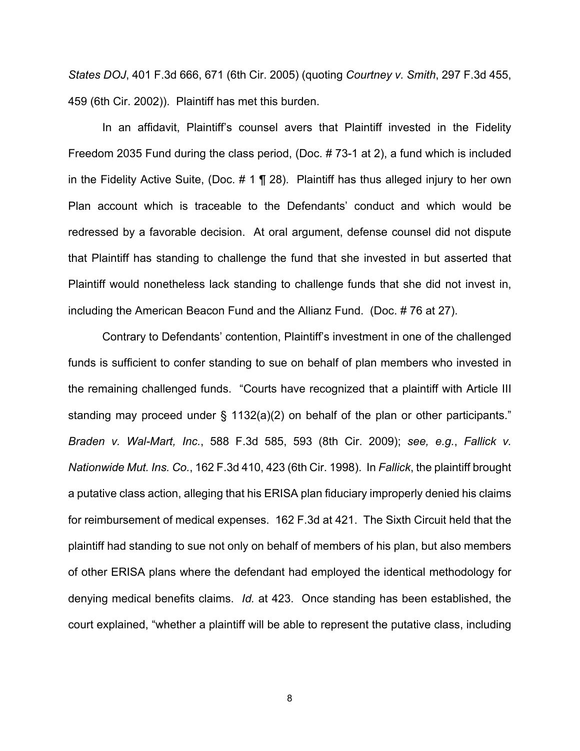*States DOJ*, 401 F.3d 666, 671 (6th Cir. 2005) (quoting *Courtney v. Smith*, 297 F.3d 455, 459 (6th Cir. 2002)). Plaintiff has met this burden.

In an affidavit, Plaintiff's counsel avers that Plaintiff invested in the Fidelity Freedom 2035 Fund during the class period, (Doc. # 73-1 at 2), a fund which is included in the Fidelity Active Suite, (Doc. # 1 ¶ 28). Plaintiff has thus alleged injury to her own Plan account which is traceable to the Defendants' conduct and which would be redressed by a favorable decision. At oral argument, defense counsel did not dispute that Plaintiff has standing to challenge the fund that she invested in but asserted that Plaintiff would nonetheless lack standing to challenge funds that she did not invest in, including the American Beacon Fund and the Allianz Fund. (Doc. # 76 at 27).

Contrary to Defendants' contention, Plaintiff's investment in one of the challenged funds is sufficient to confer standing to sue on behalf of plan members who invested in the remaining challenged funds. "Courts have recognized that a plaintiff with Article III standing may proceed under § 1132(a)(2) on behalf of the plan or other participants." *Braden v. Wal-Mart, Inc.*, 588 F.3d 585, 593 (8th Cir. 2009); *see, e.g.*, *Fallick v. Nationwide Mut. Ins. Co.*, 162 F.3d 410, 423 (6th Cir. 1998). In *Fallick*, the plaintiff brought a putative class action, alleging that his ERISA plan fiduciary improperly denied his claims for reimbursement of medical expenses. 162 F.3d at 421. The Sixth Circuit held that the plaintiff had standing to sue not only on behalf of members of his plan, but also members of other ERISA plans where the defendant had employed the identical methodology for denying medical benefits claims. *Id.* at 423. Once standing has been established, the court explained, "whether a plaintiff will be able to represent the putative class, including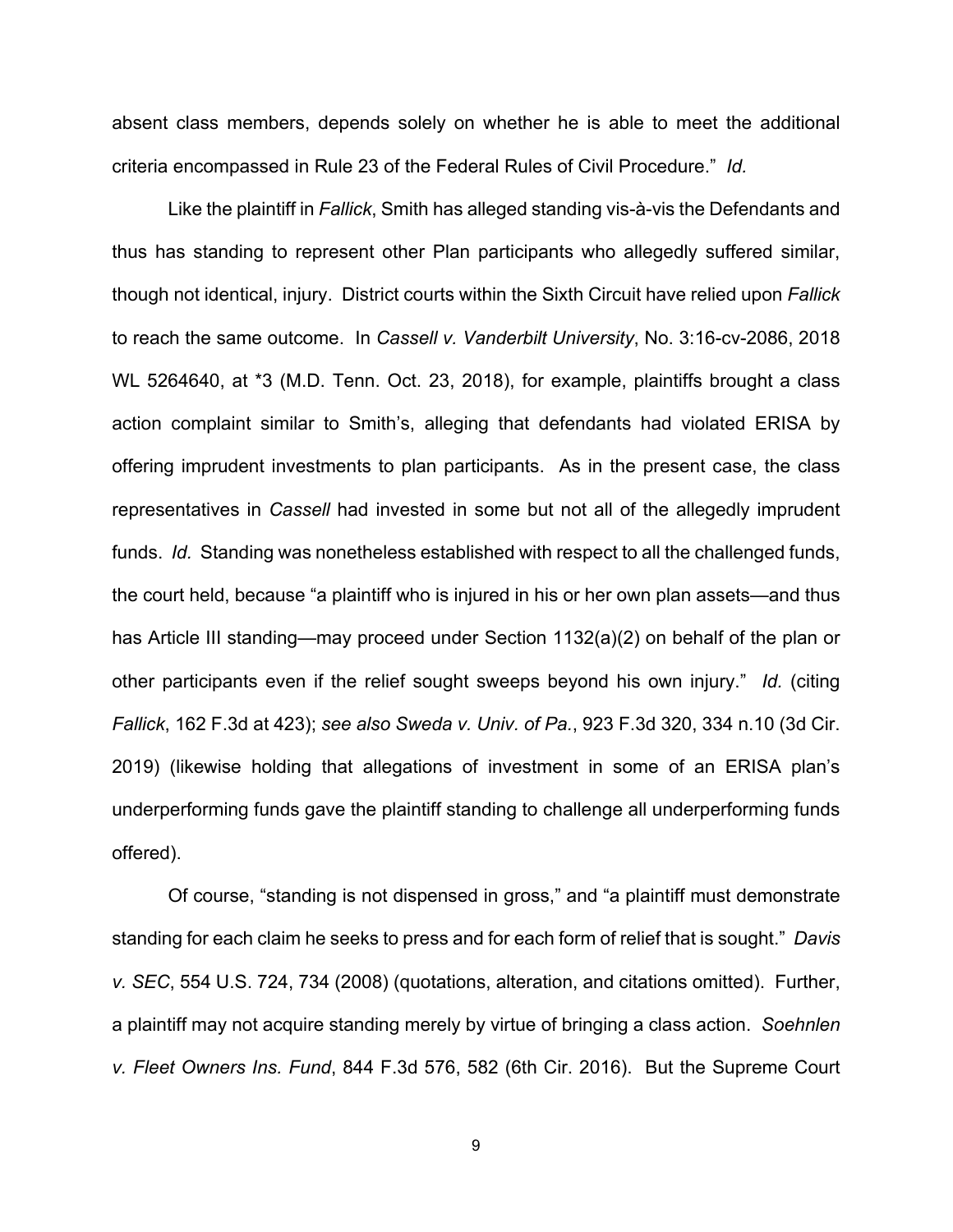absent class members, depends solely on whether he is able to meet the additional criteria encompassed in Rule 23 of the Federal Rules of Civil Procedure." *Id.*

Like the plaintiff in *Fallick*, Smith has alleged standing vis-à-vis the Defendants and thus has standing to represent other Plan participants who allegedly suffered similar, though not identical, injury. District courts within the Sixth Circuit have relied upon *Fallick* to reach the same outcome. In *Cassell v. Vanderbilt University*, No. 3:16-cv-2086, 2018 WL 5264640, at *3 (M.D. Tenn. Oct. 23, 2018), for example, plaintiffs brought a class action complaint similar to Smith's, alleging that defendants had violated ERISA by offering imprudent investments to plan participants. As in the present case, the class representatives in *Cassell* had invested in some but not all of the allegedly imprudent funds. *Id.* Standing was nonetheless established with respect to all the challenged funds, the court held, because "a plaintiff who is injured in his or her own plan assets—and thus has Article III standing—may proceed under Section 1132(a)(2) on behalf of the plan or other participants even if the relief sought sweeps beyond his own injury." *Id.* (citing *Fallick*, 162 F.3d at 423); *see also Sweda v. Univ. of Pa.*, 923 F.3d 320, 334 n.10 (3d Cir. 2019) (likewise holding that allegations of investment in some of an ERISA plan's underperforming funds gave the plaintiff standing to challenge all underperforming funds offered).

Of course, "standing is not dispensed in gross," and "a plaintiff must demonstrate standing for each claim he seeks to press and for each form of relief that is sought." *Davis v. SEC*, 554 U.S. 724, 734 (2008) (quotations, alteration, and citations omitted). Further, a plaintiff may not acquire standing merely by virtue of bringing a class action. *Soehnlen v. Fleet Owners Ins. Fund*, 844 F.3d 576, 582 (6th Cir. 2016). But the Supreme Court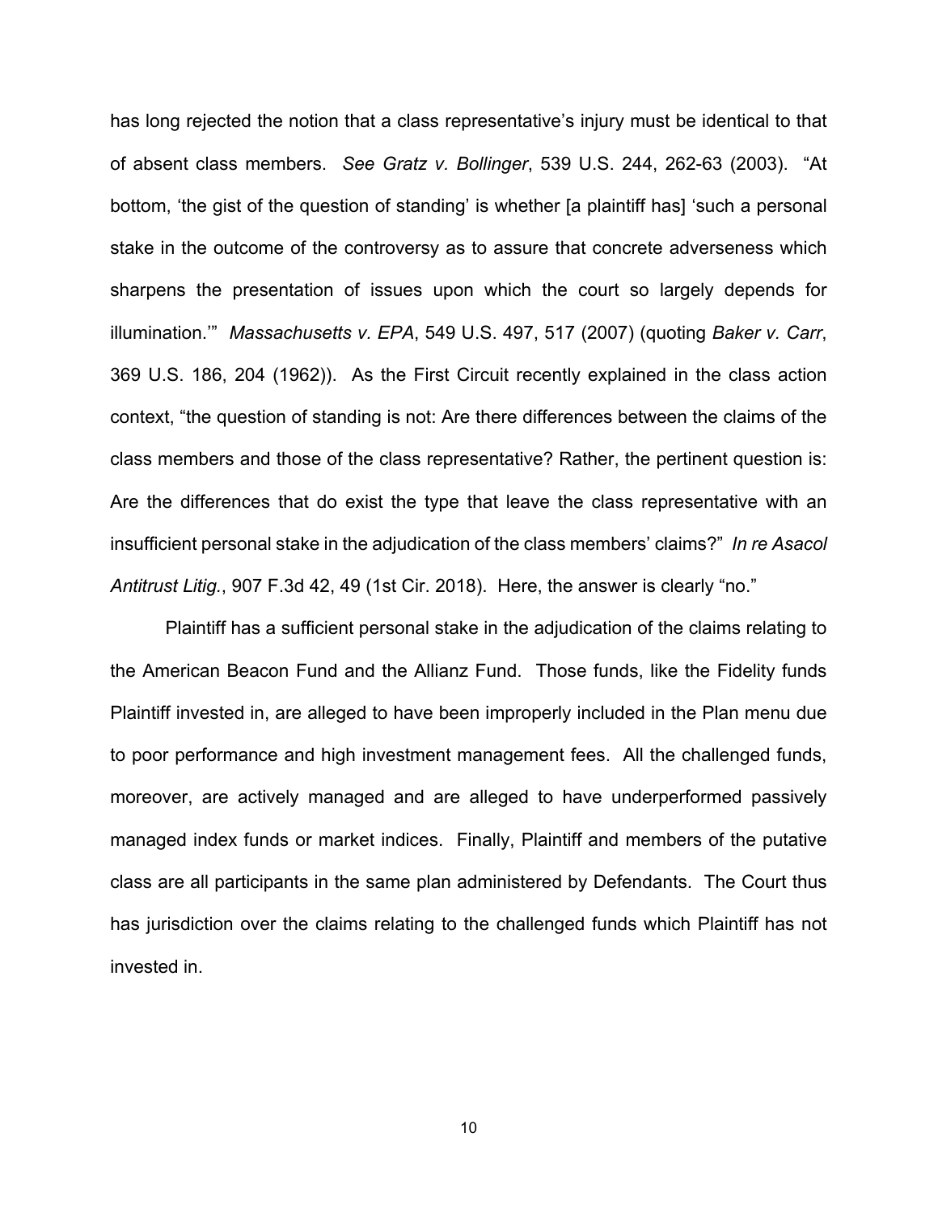has long rejected the notion that a class representative's injury must be identical to that of absent class members. *See Gratz v. Bollinger*, 539 U.S. 244, 262-63 (2003). "At bottom, 'the gist of the question of standing' is whether [a plaintiff has] 'such a personal stake in the outcome of the controversy as to assure that concrete adverseness which sharpens the presentation of issues upon which the court so largely depends for illumination.'" *Massachusetts v. EPA*, 549 U.S. 497, 517 (2007) (quoting *Baker v. Carr*, 369 U.S. 186, 204 (1962)). As the First Circuit recently explained in the class action context, "the question of standing is not: Are there differences between the claims of the class members and those of the class representative? Rather, the pertinent question is: Are the differences that do exist the type that leave the class representative with an insufficient personal stake in the adjudication of the class members' claims?" *In re Asacol Antitrust Litig.*, 907 F.3d 42, 49 (1st Cir. 2018). Here, the answer is clearly "no."

Plaintiff has a sufficient personal stake in the adjudication of the claims relating to the American Beacon Fund and the Allianz Fund. Those funds, like the Fidelity funds Plaintiff invested in, are alleged to have been improperly included in the Plan menu due to poor performance and high investment management fees. All the challenged funds, moreover, are actively managed and are alleged to have underperformed passively managed index funds or market indices. Finally, Plaintiff and members of the putative class are all participants in the same plan administered by Defendants. The Court thus has jurisdiction over the claims relating to the challenged funds which Plaintiff has not invested in.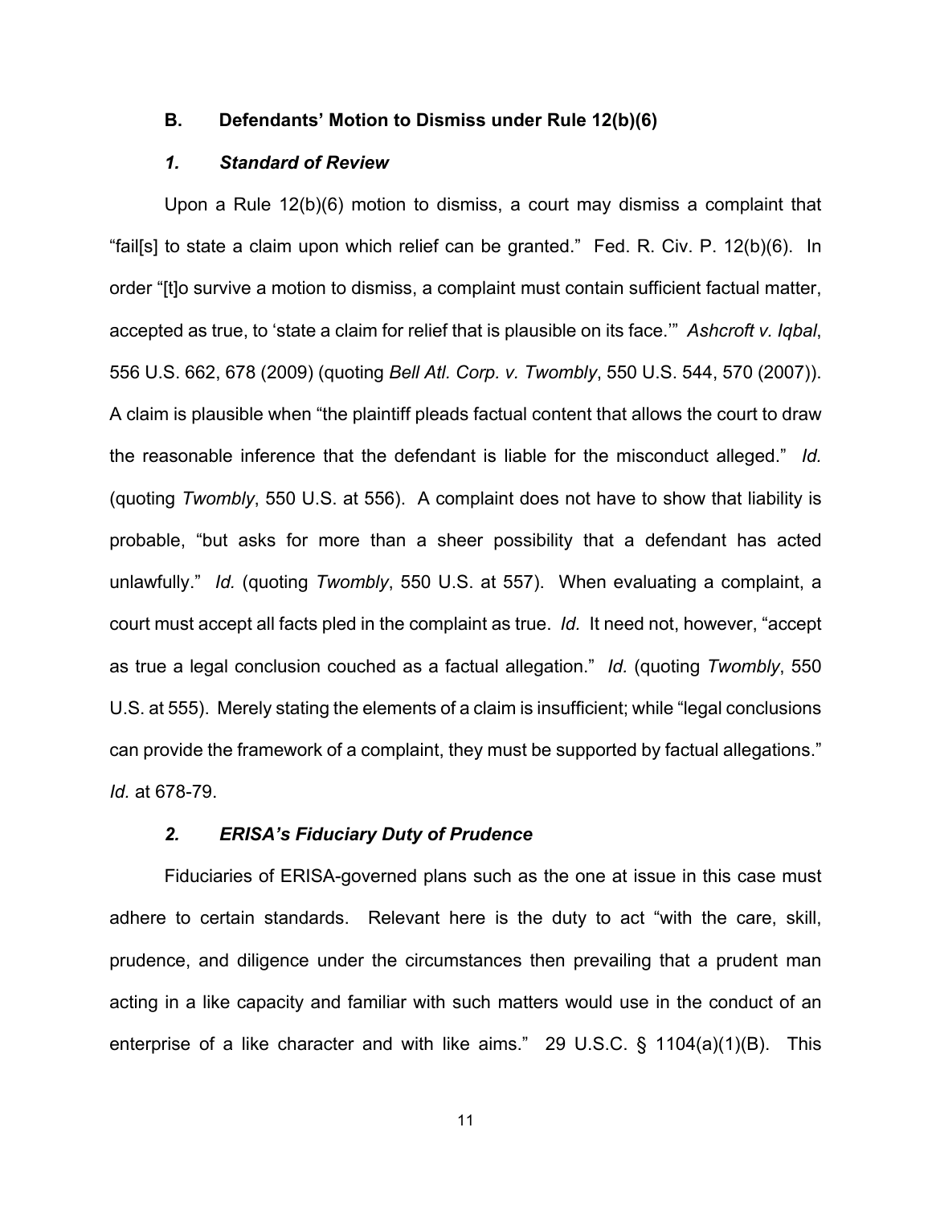### B. Defendants' Motion to Dismiss under Rule 12(b)(6)

#### *1. Standard of Review*

Upon a Rule 12(b)(6) motion to dismiss, a court may dismiss a complaint that "fail[s] to state a claim upon which relief can be granted." Fed. R. Civ. P. 12(b)(6). In order "[t]o survive a motion to dismiss, a complaint must contain sufficient factual matter, accepted as true, to 'state a claim for relief that is plausible on its face.'" *Ashcroft v. Iqbal*, 556 U.S. 662, 678 (2009) (quoting *Bell Atl. Corp. v. Twombly*, 550 U.S. 544, 570 (2007)). A claim is plausible when "the plaintiff pleads factual content that allows the court to draw the reasonable inference that the defendant is liable for the misconduct alleged." *Id.* (quoting *Twombly*, 550 U.S. at 556). A complaint does not have to show that liability is probable, "but asks for more than a sheer possibility that a defendant has acted unlawfully." *Id.* (quoting *Twombly*, 550 U.S. at 557). When evaluating a complaint, a court must accept all facts pled in the complaint as true. *Id.* It need not, however, "accept as true a legal conclusion couched as a factual allegation." *Id.* (quoting *Twombly*, 550 U.S. at 555). Merely stating the elements of a claim is insufficient; while "legal conclusions can provide the framework of a complaint, they must be supported by factual allegations." *Id.* at 678-79.

#### *2. ERISA's Fiduciary Duty of Prudence*

Fiduciaries of ERISA-governed plans such as the one at issue in this case must adhere to certain standards. Relevant here is the duty to act "with the care, skill, prudence, and diligence under the circumstances then prevailing that a prudent man acting in a like capacity and familiar with such matters would use in the conduct of an enterprise of a like character and with like aims." 29 U.S.C. § 1104(a)(1)(B). This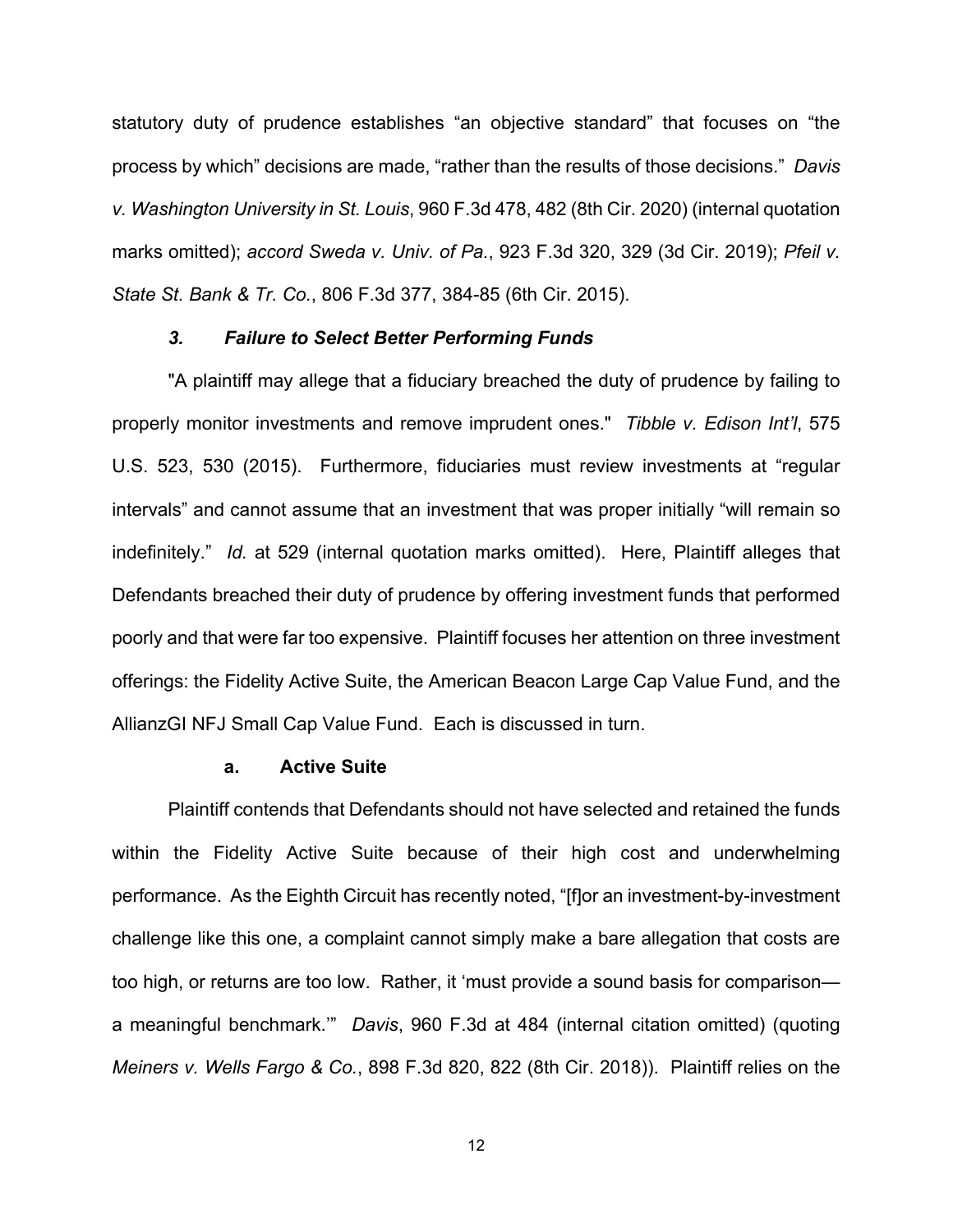statutory duty of prudence establishes "an objective standard" that focuses on "the process by which" decisions are made, "rather than the results of those decisions." *Davis v. Washington University in St. Louis*, 960 F.3d 478, 482 (8th Cir. 2020) (internal quotation marks omitted); *accord Sweda v. Univ. of Pa.*, 923 F.3d 320, 329 (3d Cir. 2019); *Pfeil v. State St. Bank & Tr. Co.*, 806 F.3d 377, 384-85 (6th Cir. 2015).

### *3. Failure to Select Better Performing Funds*

"A plaintiff may allege that a fiduciary breached the duty of prudence by failing to properly monitor investments and remove imprudent ones." *Tibble v. Edison Int'l*, 575 U.S. 523, 530 (2015). Furthermore, fiduciaries must review investments at "regular intervals" and cannot assume that an investment that was proper initially "will remain so indefinitely." *Id.* at 529 (internal quotation marks omitted). Here, Plaintiff alleges that Defendants breached their duty of prudence by offering investment funds that performed poorly and that were far too expensive. Plaintiff focuses her attention on three investment offerings: the Fidelity Active Suite, the American Beacon Large Cap Value Fund, and the AllianzGI NFJ Small Cap Value Fund. Each is discussed in turn.

#### a. Active Suite

Plaintiff contends that Defendants should not have selected and retained the funds within the Fidelity Active Suite because of their high cost and underwhelming performance. As the Eighth Circuit has recently noted, "[f]or an investment-by-investment challenge like this one, a complaint cannot simply make a bare allegation that costs are too high, or returns are too low. Rather, it 'must provide a sound basis for comparison—a meaningful benchmark.'" *Davis*, 960 F.3d at 484 (internal citation omitted) (quoting *Meiners v. Wells Fargo & Co.*, 898 F.3d 820, 822 (8th Cir. 2018)). Plaintiff relies on the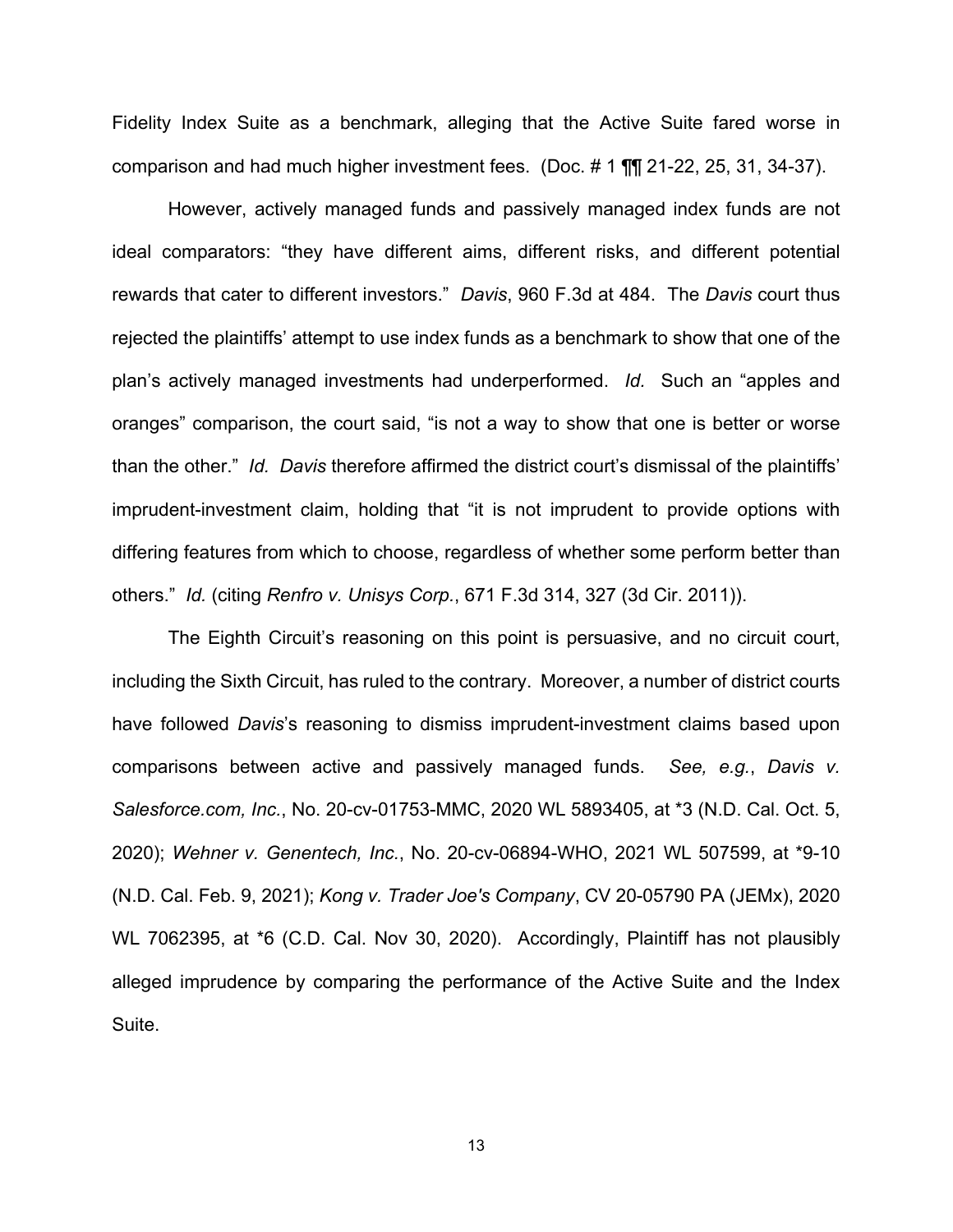Fidelity Index Suite as a benchmark, alleging that the Active Suite fared worse in comparison and had much higher investment fees. (Doc. # 1 ¶¶ 21-22, 25, 31, 34-37).

However, actively managed funds and passively managed index funds are not ideal comparators: "they have different aims, different risks, and different potential rewards that cater to different investors." *Davis*, 960 F.3d at 484. The *Davis* court thus rejected the plaintiffs' attempt to use index funds as a benchmark to show that one of the plan's actively managed investments had underperformed. *Id.* Such an "apples and oranges" comparison, the court said, "is not a way to show that one is better or worse than the other." *Id. Davis* therefore affirmed the district court's dismissal of the plaintiffs' imprudent-investment claim, holding that "it is not imprudent to provide options with differing features from which to choose, regardless of whether some perform better than others." *Id.* (citing *Renfro v. Unisys Corp.*, 671 F.3d 314, 327 (3d Cir. 2011)).

The Eighth Circuit's reasoning on this point is persuasive, and no circuit court, including the Sixth Circuit, has ruled to the contrary. Moreover, a number of district courts have followed *Davis*'s reasoning to dismiss imprudent-investment claims based upon comparisons between active and passively managed funds. *See, e.g.*, *Davis v. Salesforce.com, Inc.*, No. 20-cv-01753-MMC, 2020 WL 5893405, at *3 (N.D. Cal. Oct. 5, 2020); *Wehner v. Genentech, Inc.*, No. 20-cv-06894-WHO, 2021 WL 507599, at *9-10 (N.D. Cal. Feb. 9, 2021); *Kong v. Trader Joe's Company*, CV 20-05790 PA (JEMx), 2020 WL 7062395, at *6 (C.D. Cal. Nov 30, 2020). Accordingly, Plaintiff has not plausibly alleged imprudence by comparing the performance of the Active Suite and the Index Suite.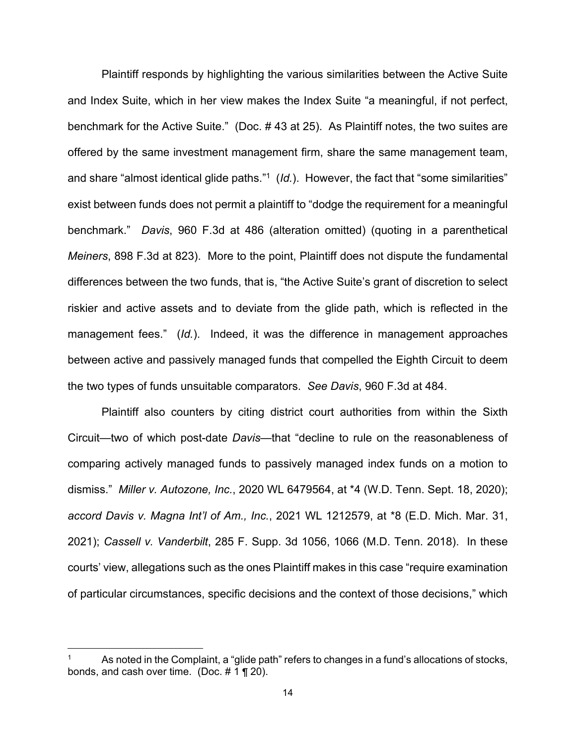Plaintiff responds by highlighting the various similarities between the Active Suite and Index Suite, which in her view makes the Index Suite "a meaningful, if not perfect, benchmark for the Active Suite." (Doc. # 43 at 25). As Plaintiff notes, the two suites are offered by the same investment management firm, share the same management team, and share "almost identical glide paths."[1] (*Id.*). However, the fact that "some similarities" exist between funds does not permit a plaintiff to "dodge the requirement for a meaningful benchmark." *Davis*, 960 F.3d at 486 (alteration omitted) (quoting in a parenthetical *Meiners*, 898 F.3d at 823). More to the point, Plaintiff does not dispute the fundamental differences between the two funds, that is, "the Active Suite's grant of discretion to select riskier and active assets and to deviate from the glide path, which is reflected in the management fees." (*Id.*). Indeed, it was the difference in management approaches between active and passively managed funds that compelled the Eighth Circuit to deem the two types of funds unsuitable comparators. *See Davis*, 960 F.3d at 484.

Plaintiff also counters by citing district court authorities from within the Sixth Circuit—two of which post-date *Davis*—that "decline to rule on the reasonableness of comparing actively managed funds to passively managed index funds on a motion to dismiss." *Miller v. Autozone, Inc.*, 2020 WL 6479564, at *4 (W.D. Tenn. Sept. 18, 2020); *accord Davis v. Magna Int'l of Am., Inc.*, 2021 WL 1212579, at *8 (E.D. Mich. Mar. 31, 2021); *Cassell v. Vanderbilt*, 285 F. Supp. 3d 1056, 1066 (M.D. Tenn. 2018). In these courts' view, allegations such as the ones Plaintiff makes in this case "require examination of particular circumstances, specific decisions and the context of those decisions," which

---

[1] As noted in the Complaint, a "glide path" refers to changes in a fund's allocations of stocks, bonds, and cash over time. (Doc. # 1 ¶ 20).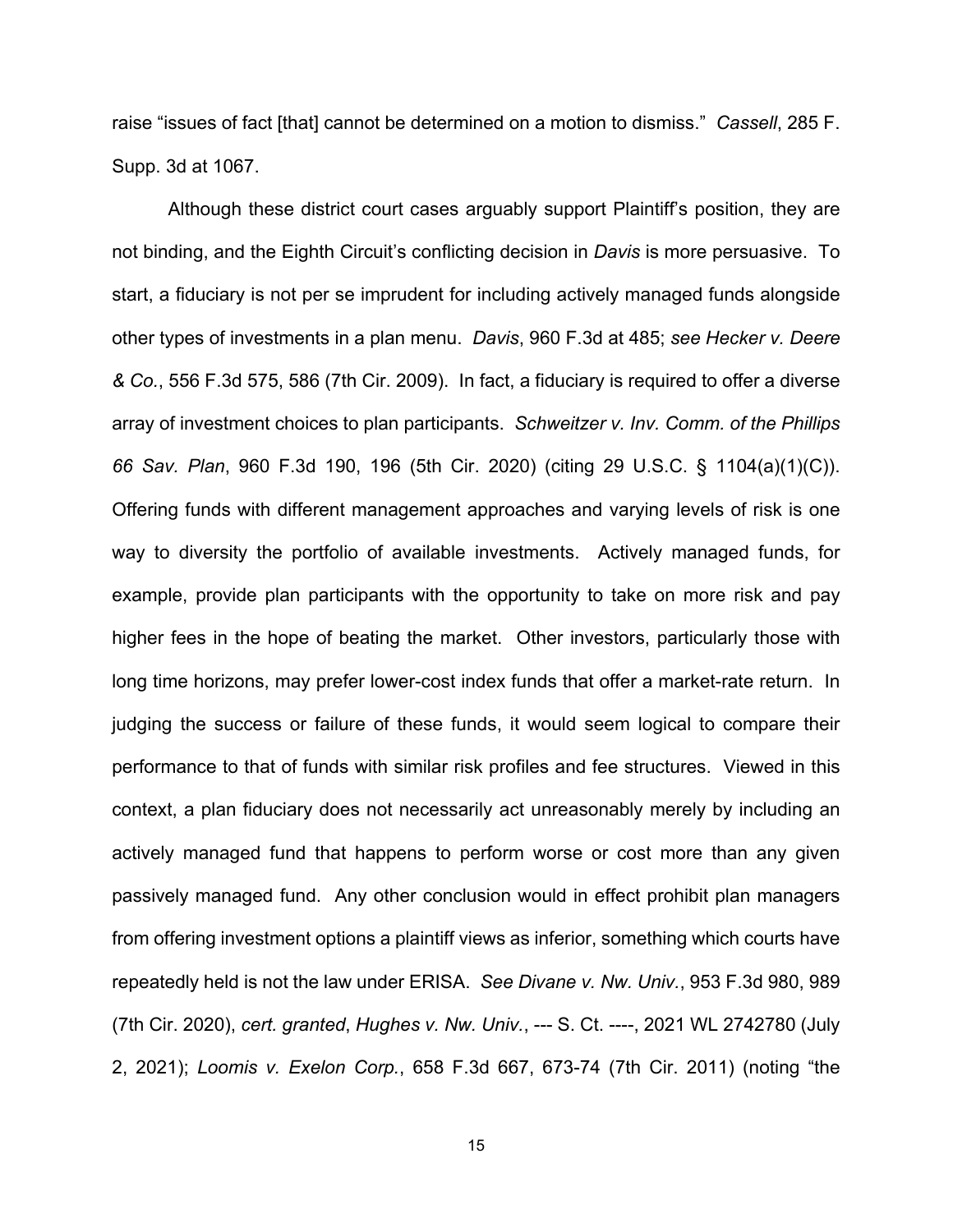raise "issues of fact [that] cannot be determined on a motion to dismiss." *Cassell*, 285 F. Supp. 3d at 1067.

Although these district court cases arguably support Plaintiff's position, they are not binding, and the Eighth Circuit's conflicting decision in *Davis* is more persuasive. To start, a fiduciary is not per se imprudent for including actively managed funds alongside other types of investments in a plan menu. *Davis*, 960 F.3d at 485; *see Hecker v. Deere & Co.*, 556 F.3d 575, 586 (7th Cir. 2009). In fact, a fiduciary is required to offer a diverse array of investment choices to plan participants. *Schweitzer v. Inv. Comm. of the Phillips 66 Sav. Plan*, 960 F.3d 190, 196 (5th Cir. 2020) (citing 29 U.S.C. § 1104(a)(1)(C)). Offering funds with different management approaches and varying levels of risk is one way to diversity the portfolio of available investments. Actively managed funds, for example, provide plan participants with the opportunity to take on more risk and pay higher fees in the hope of beating the market. Other investors, particularly those with long time horizons, may prefer lower-cost index funds that offer a market-rate return. In judging the success or failure of these funds, it would seem logical to compare their performance to that of funds with similar risk profiles and fee structures. Viewed in this context, a plan fiduciary does not necessarily act unreasonably merely by including an actively managed fund that happens to perform worse or cost more than any given passively managed fund. Any other conclusion would in effect prohibit plan managers from offering investment options a plaintiff views as inferior, something which courts have repeatedly held is not the law under ERISA. *See Divane v. Nw. Univ.*, 953 F.3d 980, 989 (7th Cir. 2020), *cert. granted*, *Hughes v. Nw. Univ.*, --- S. Ct. ----, 2021 WL 2742780 (July 2, 2021); *Loomis v. Exelon Corp.*, 658 F.3d 667, 673-74 (7th Cir. 2011) (noting "the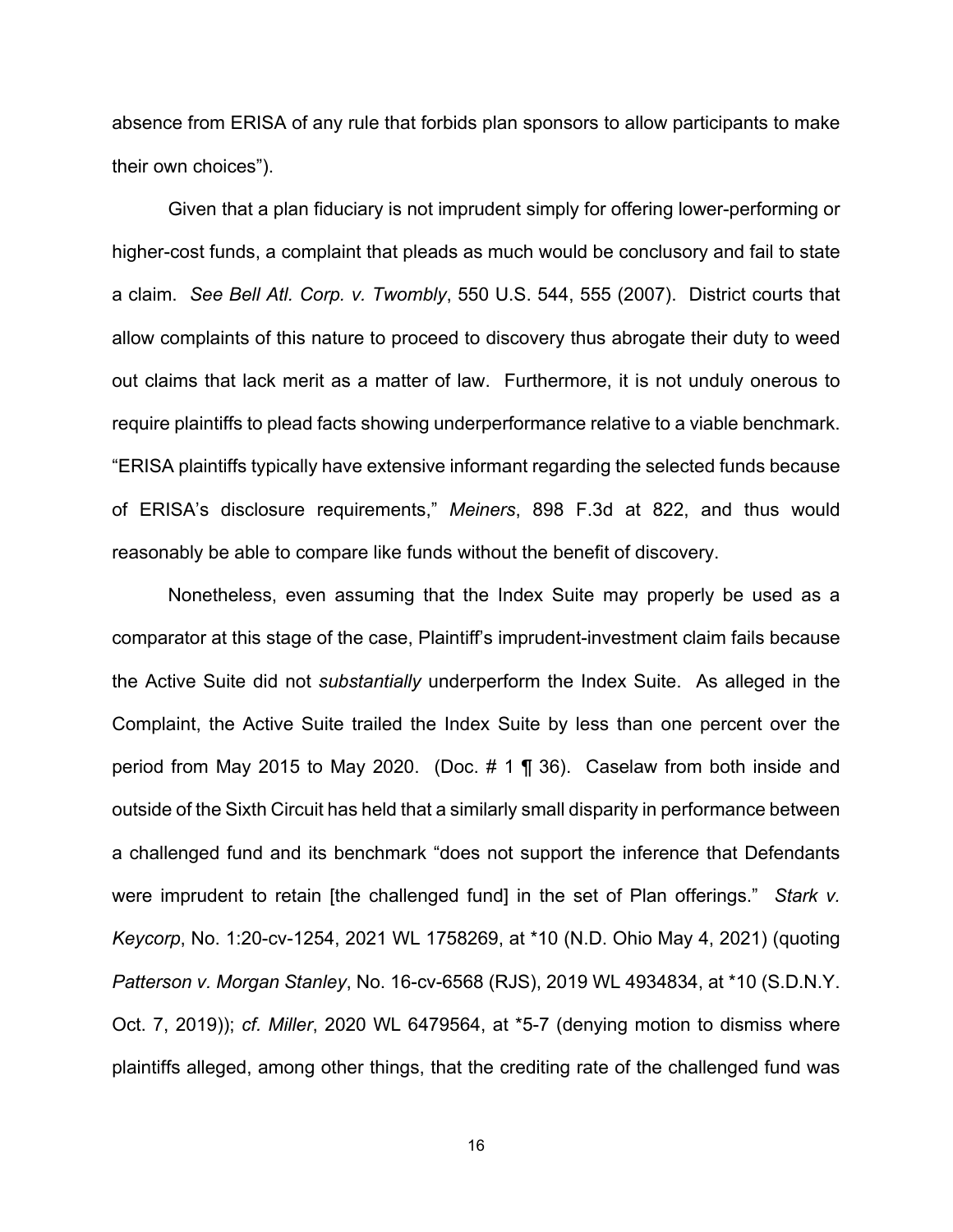absence from ERISA of any rule that forbids plan sponsors to allow participants to make their own choices").

Given that a plan fiduciary is not imprudent simply for offering lower-performing or higher-cost funds, a complaint that pleads as much would be conclusory and fail to state a claim. *See Bell Atl. Corp. v. Twombly*, 550 U.S. 544, 555 (2007). District courts that allow complaints of this nature to proceed to discovery thus abrogate their duty to weed out claims that lack merit as a matter of law. Furthermore, it is not unduly onerous to require plaintiffs to plead facts showing underperformance relative to a viable benchmark. "ERISA plaintiffs typically have extensive informant regarding the selected funds because of ERISA's disclosure requirements," *Meiners*, 898 F.3d at 822, and thus would reasonably be able to compare like funds without the benefit of discovery.

Nonetheless, even assuming that the Index Suite may properly be used as a comparator at this stage of the case, Plaintiff's imprudent-investment claim fails because the Active Suite did not *substantially* underperform the Index Suite. As alleged in the Complaint, the Active Suite trailed the Index Suite by less than one percent over the period from May 2015 to May 2020. (Doc. # 1 ¶ 36). Caselaw from both inside and outside of the Sixth Circuit has held that a similarly small disparity in performance between a challenged fund and its benchmark "does not support the inference that Defendants were imprudent to retain [the challenged fund] in the set of Plan offerings." *Stark v. Keycorp*, No. 1:20-cv-1254, 2021 WL 1758269, at *10 (N.D. Ohio May 4, 2021) (quoting *Patterson v. Morgan Stanley*, No. 16-cv-6568 (RJS), 2019 WL 4934834, at *10 (S.D.N.Y. Oct. 7, 2019)); *cf. Miller*, 2020 WL 6479564, at *5-7 (denying motion to dismiss where plaintiffs alleged, among other things, that the crediting rate of the challenged fund was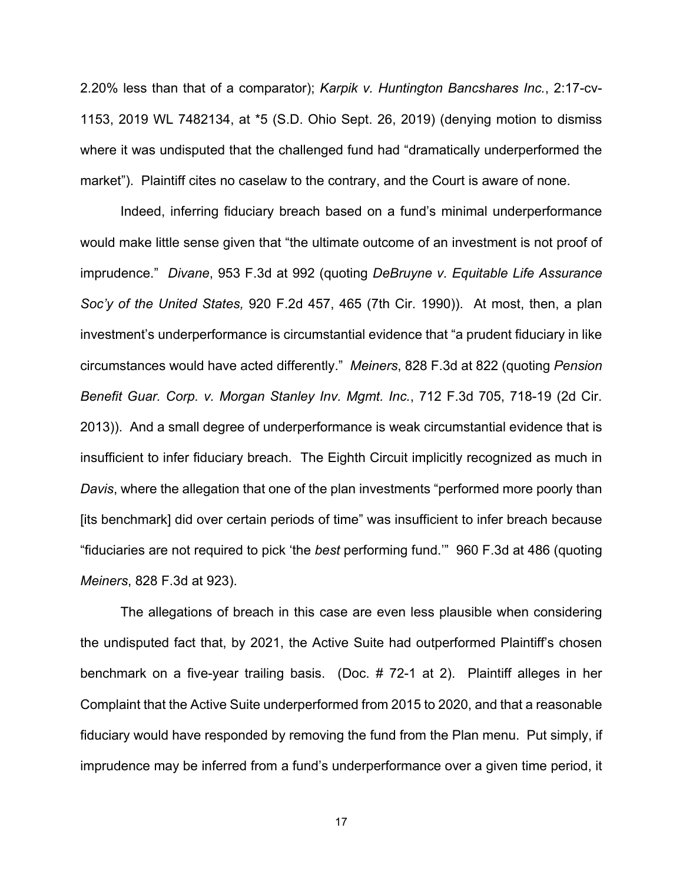2.20% less than that of a comparator); *Karpik v. Huntington Bancshares Inc.*, 2:17-cv-1153, 2019 WL 7482134, at *5 (S.D. Ohio Sept. 26, 2019) (denying motion to dismiss where it was undisputed that the challenged fund had "dramatically underperformed the market"). Plaintiff cites no caselaw to the contrary, and the Court is aware of none.

Indeed, inferring fiduciary breach based on a fund's minimal underperformance would make little sense given that "the ultimate outcome of an investment is not proof of imprudence." *Divane*, 953 F.3d at 992 (quoting *DeBruyne v. Equitable Life Assurance Soc'y of the United States,* 920 F.2d 457, 465 (7th Cir. 1990)). At most, then, a plan investment's underperformance is circumstantial evidence that "a prudent fiduciary in like circumstances would have acted differently." *Meiners*, 828 F.3d at 822 (quoting *Pension Benefit Guar. Corp. v. Morgan Stanley Inv. Mgmt. Inc.*, 712 F.3d 705, 718-19 (2d Cir. 2013)). And a small degree of underperformance is weak circumstantial evidence that is insufficient to infer fiduciary breach. The Eighth Circuit implicitly recognized as much in *Davis*, where the allegation that one of the plan investments "performed more poorly than [its benchmark] did over certain periods of time" was insufficient to infer breach because "fiduciaries are not required to pick 'the *best* performing fund.'" 960 F.3d at 486 (quoting *Meiners*, 828 F.3d at 923).

The allegations of breach in this case are even less plausible when considering the undisputed fact that, by 2021, the Active Suite had outperformed Plaintiff's chosen benchmark on a five-year trailing basis. (Doc. # 72-1 at 2). Plaintiff alleges in her Complaint that the Active Suite underperformed from 2015 to 2020, and that a reasonable fiduciary would have responded by removing the fund from the Plan menu. Put simply, if imprudence may be inferred from a fund's underperformance over a given time period, it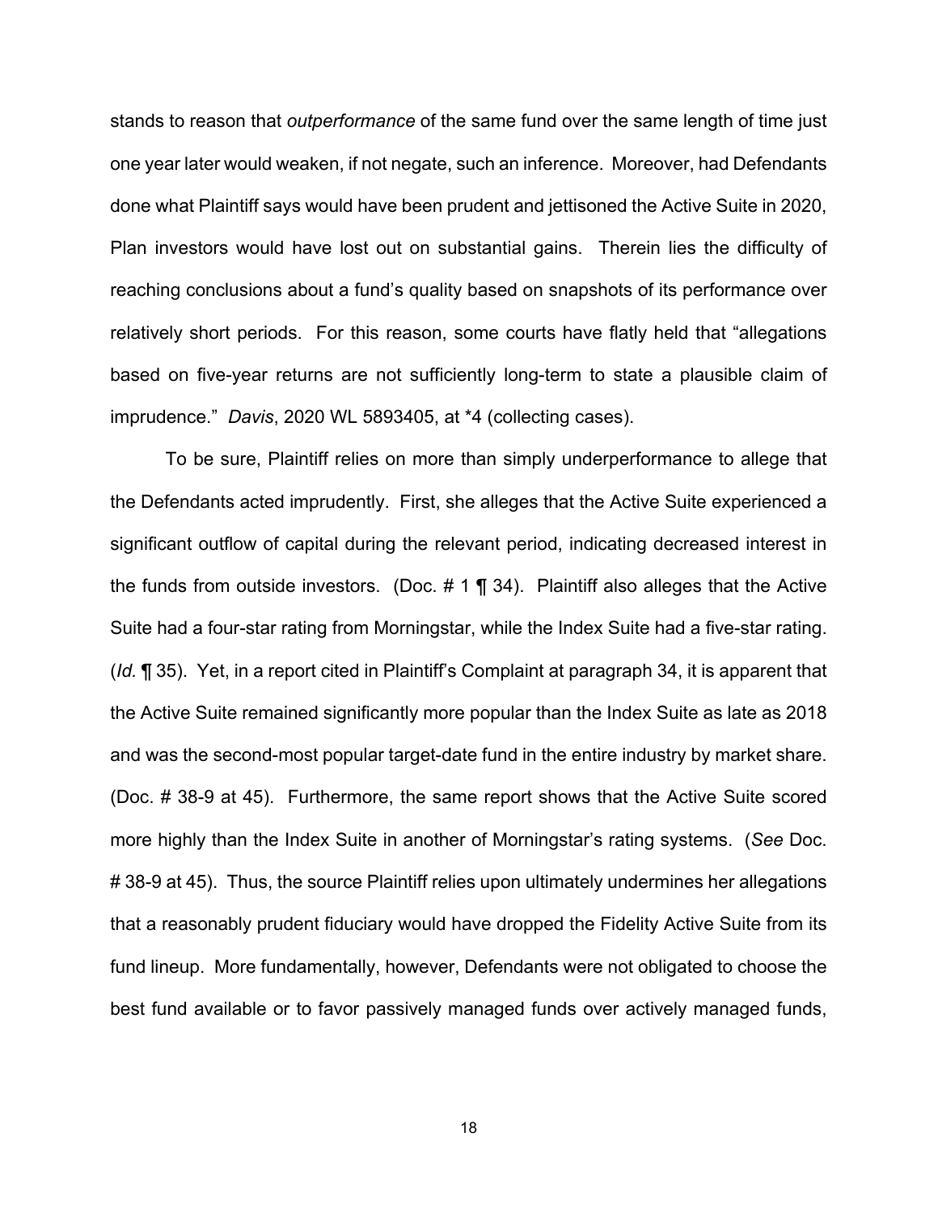stands to reason that *outperformance* of the same fund over the same length of time just one year later would weaken, if not negate, such an inference. Moreover, had Defendants done what Plaintiff says would have been prudent and jettisoned the Active Suite in 2020, Plan investors would have lost out on substantial gains. Therein lies the difficulty of reaching conclusions about a fund's quality based on snapshots of its performance over relatively short periods. For this reason, some courts have flatly held that "allegations based on five-year returns are not sufficiently long-term to state a plausible claim of imprudence." *Davis*, 2020 WL 5893405, at *4 (collecting cases).

To be sure, Plaintiff relies on more than simply underperformance to allege that the Defendants acted imprudently. First, she alleges that the Active Suite experienced a significant outflow of capital during the relevant period, indicating decreased interest in the funds from outside investors. (Doc. # 1 ¶ 34). Plaintiff also alleges that the Active Suite had a four-star rating from Morningstar, while the Index Suite had a five-star rating. (*Id.* ¶ 35). Yet, in a report cited in Plaintiff's Complaint at paragraph 34, it is apparent that the Active Suite remained significantly more popular than the Index Suite as late as 2018 and was the second-most popular target-date fund in the entire industry by market share. (Doc. # 38-9 at 45). Furthermore, the same report shows that the Active Suite scored more highly than the Index Suite in another of Morningstar's rating systems. (*See* Doc. # 38-9 at 45). Thus, the source Plaintiff relies upon ultimately undermines her allegations that a reasonably prudent fiduciary would have dropped the Fidelity Active Suite from its fund lineup. More fundamentally, however, Defendants were not obligated to choose the best fund available or to favor passively managed funds over actively managed funds,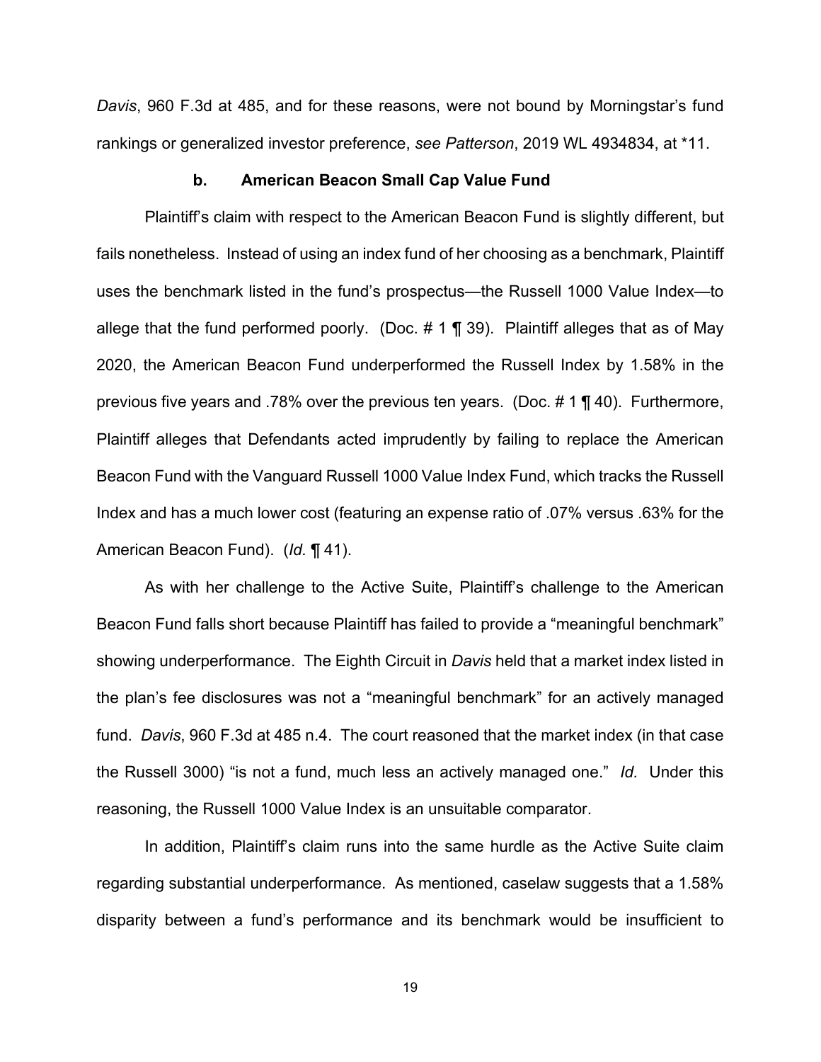*Davis*, 960 F.3d at 485, and for these reasons, were not bound by Morningstar's fund rankings or generalized investor preference, *see Patterson*, 2019 WL 4934834, at *11.

**b. American Beacon Small Cap Value Fund**

Plaintiff's claim with respect to the American Beacon Fund is slightly different, but fails nonetheless. Instead of using an index fund of her choosing as a benchmark, Plaintiff uses the benchmark listed in the fund's prospectus—the Russell 1000 Value Index—to allege that the fund performed poorly. (Doc. # 1 ¶ 39). Plaintiff alleges that as of May 2020, the American Beacon Fund underperformed the Russell Index by 1.58% in the previous five years and .78% over the previous ten years. (Doc. # 1 ¶ 40). Furthermore, Plaintiff alleges that Defendants acted imprudently by failing to replace the American Beacon Fund with the Vanguard Russell 1000 Value Index Fund, which tracks the Russell Index and has a much lower cost (featuring an expense ratio of .07% versus .63% for the American Beacon Fund). (*Id.* ¶ 41).

As with her challenge to the Active Suite, Plaintiff's challenge to the American Beacon Fund falls short because Plaintiff has failed to provide a "meaningful benchmark" showing underperformance. The Eighth Circuit in *Davis* held that a market index listed in the plan's fee disclosures was not a "meaningful benchmark" for an actively managed fund. *Davis*, 960 F.3d at 485 n.4. The court reasoned that the market index (in that case the Russell 3000) "is not a fund, much less an actively managed one." *Id.* Under this reasoning, the Russell 1000 Value Index is an unsuitable comparator.

In addition, Plaintiff's claim runs into the same hurdle as the Active Suite claim regarding substantial underperformance. As mentioned, caselaw suggests that a 1.58% disparity between a fund's performance and its benchmark would be insufficient to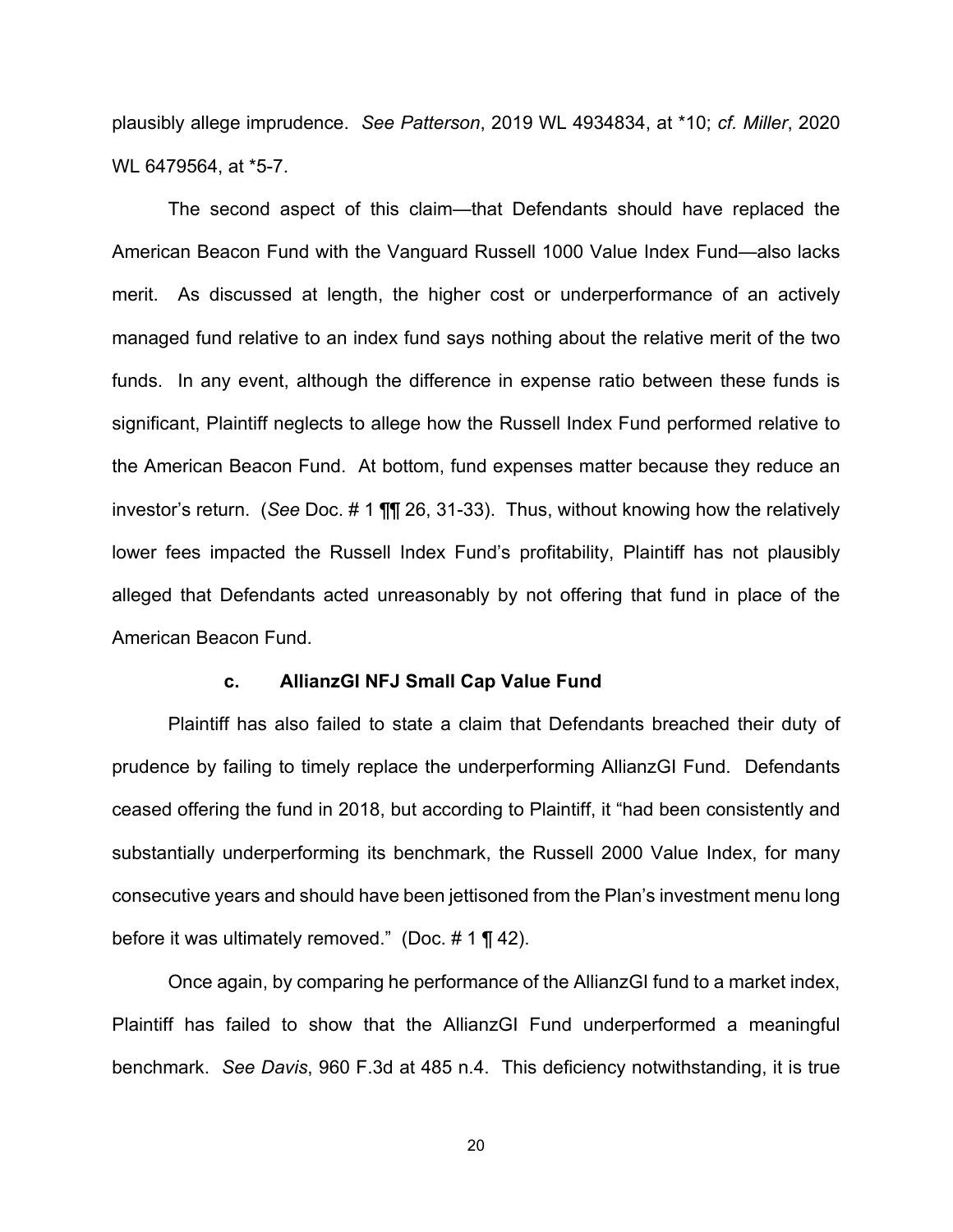plausibly allege imprudence. *See Patterson*, 2019 WL 4934834, at *10; *cf. Miller*, 2020 WL 6479564, at *5-7.

The second aspect of this claim—that Defendants should have replaced the American Beacon Fund with the Vanguard Russell 1000 Value Index Fund—also lacks merit. As discussed at length, the higher cost or underperformance of an actively managed fund relative to an index fund says nothing about the relative merit of the two funds. In any event, although the difference in expense ratio between these funds is significant, Plaintiff neglects to allege how the Russell Index Fund performed relative to the American Beacon Fund. At bottom, fund expenses matter because they reduce an investor's return. (*See* Doc. # 1 ¶¶ 26, 31-33). Thus, without knowing how the relatively lower fees impacted the Russell Index Fund's profitability, Plaintiff has not plausibly alleged that Defendants acted unreasonably by not offering that fund in place of the American Beacon Fund.

#### c. AllianzGI NFJ Small Cap Value Fund

Plaintiff has also failed to state a claim that Defendants breached their duty of prudence by failing to timely replace the underperforming AllianzGI Fund. Defendants ceased offering the fund in 2018, but according to Plaintiff, it "had been consistently and substantially underperforming its benchmark, the Russell 2000 Value Index, for many consecutive years and should have been jettisoned from the Plan's investment menu long before it was ultimately removed." (Doc. # 1 ¶ 42).

Once again, by comparing he performance of the AllianzGI fund to a market index, Plaintiff has failed to show that the AllianzGI Fund underperformed a meaningful benchmark. *See Davis*, 960 F.3d at 485 n.4. This deficiency notwithstanding, it is true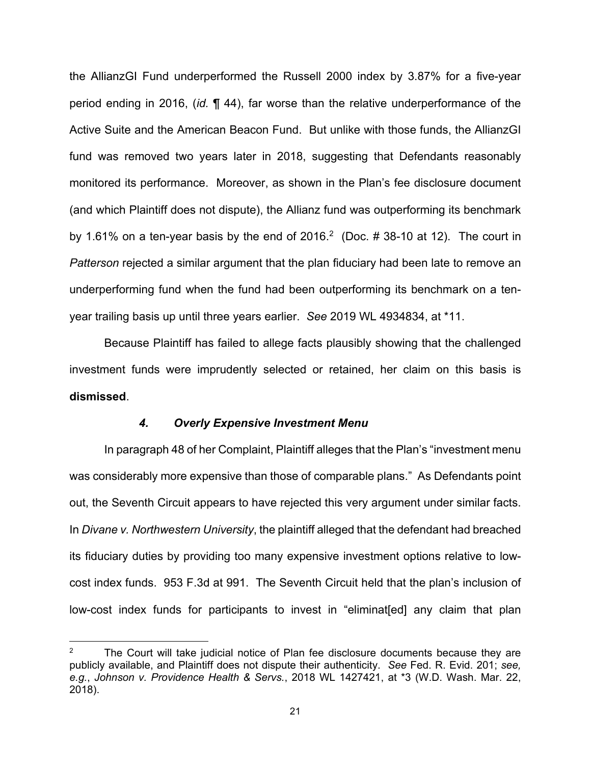the AllianzGI Fund underperformed the Russell 2000 index by 3.87% for a five-year period ending in 2016, (*id.* ¶ 44), far worse than the relative underperformance of the Active Suite and the American Beacon Fund. But unlike with those funds, the AllianzGI fund was removed two years later in 2018, suggesting that Defendants reasonably monitored its performance. Moreover, as shown in the Plan's fee disclosure document (and which Plaintiff does not dispute), the Allianz fund was outperforming its benchmark by 1.61% on a ten-year basis by the end of 2016.[2] (Doc. # 38-10 at 12). The court in *Patterson* rejected a similar argument that the plan fiduciary had been late to remove an underperforming fund when the fund had been outperforming its benchmark on a ten-year trailing basis up until three years earlier. *See* 2019 WL 4934834, at *11.

Because Plaintiff has failed to allege facts plausibly showing that the challenged investment funds were imprudently selected or retained, her claim on this basis is **dismissed**.

#### *4. Overly Expensive Investment Menu*

In paragraph 48 of her Complaint, Plaintiff alleges that the Plan's "investment menu was considerably more expensive than those of comparable plans." As Defendants point out, the Seventh Circuit appears to have rejected this very argument under similar facts. In *Divane v. Northwestern University*, the plaintiff alleged that the defendant had breached its fiduciary duties by providing too many expensive investment options relative to low-cost index funds. 953 F.3d at 991. The Seventh Circuit held that the plan's inclusion of low-cost index funds for participants to invest in "eliminat[ed] any claim that plan

---

[2] The Court will take judicial notice of Plan fee disclosure documents because they are publicly available, and Plaintiff does not dispute their authenticity. *See* Fed. R. Evid. 201; *see, e.g.*, *Johnson v. Providence Health & Servs.*, 2018 WL 1427421, at *3 (W.D. Wash. Mar. 22, 2018).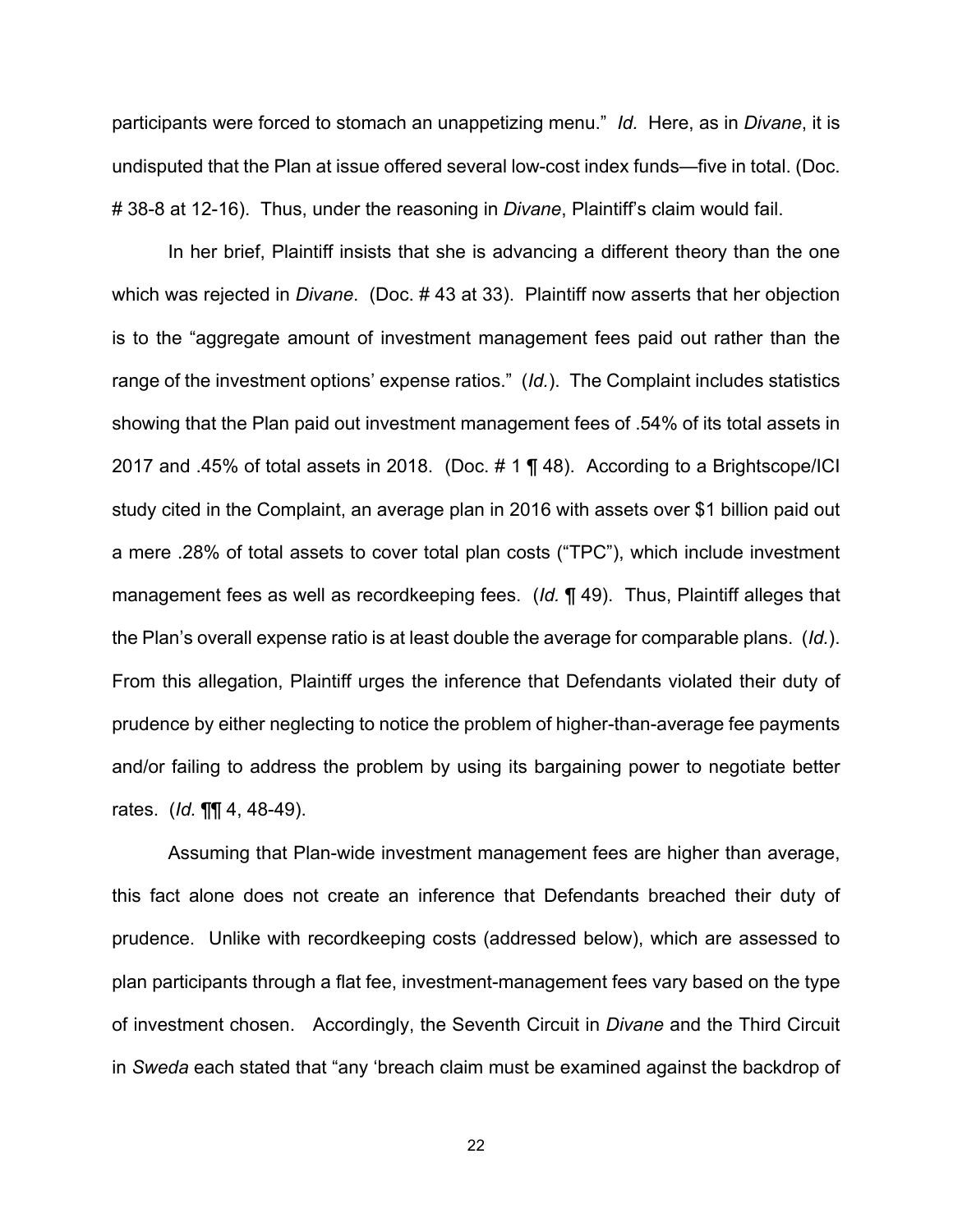participants were forced to stomach an unappetizing menu." *Id.* Here, as in *Divane*, it is undisputed that the Plan at issue offered several low-cost index funds—five in total. (Doc. # 38-8 at 12-16). Thus, under the reasoning in *Divane*, Plaintiff's claim would fail.

In her brief, Plaintiff insists that she is advancing a different theory than the one which was rejected in *Divane*. (Doc. # 43 at 33). Plaintiff now asserts that her objection is to the "aggregate amount of investment management fees paid out rather than the range of the investment options' expense ratios." (*Id.*). The Complaint includes statistics showing that the Plan paid out investment management fees of .54% of its total assets in 2017 and .45% of total assets in 2018. (Doc. # 1 ¶ 48). According to a Brightscope/ICI study cited in the Complaint, an average plan in 2016 with assets over $1 billion paid out a mere .28% of total assets to cover total plan costs ("TPC"), which include investment management fees as well as recordkeeping fees. (*Id.* ¶ 49). Thus, Plaintiff alleges that the Plan's overall expense ratio is at least double the average for comparable plans. (*Id.*). From this allegation, Plaintiff urges the inference that Defendants violated their duty of prudence by either neglecting to notice the problem of higher-than-average fee payments and/or failing to address the problem by using its bargaining power to negotiate better rates. (*Id.* ¶¶ 4, 48-49).

Assuming that Plan-wide investment management fees are higher than average, this fact alone does not create an inference that Defendants breached their duty of prudence. Unlike with recordkeeping costs (addressed below), which are assessed to plan participants through a flat fee, investment-management fees vary based on the type of investment chosen. Accordingly, the Seventh Circuit in *Divane* and the Third Circuit in *Sweda* each stated that "any 'breach claim must be examined against the backdrop of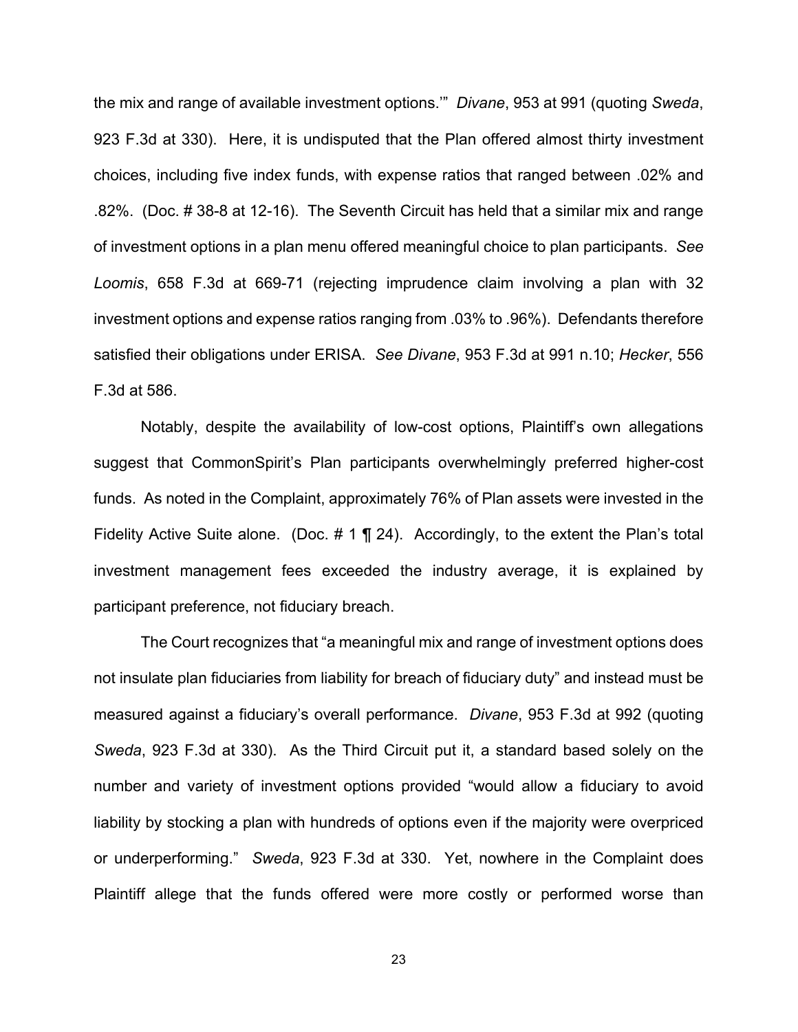the mix and range of available investment options.'" *Divane*, 953 at 991 (quoting *Sweda*, 923 F.3d at 330). Here, it is undisputed that the Plan offered almost thirty investment choices, including five index funds, with expense ratios that ranged between .02% and .82%. (Doc. # 38-8 at 12-16). The Seventh Circuit has held that a similar mix and range of investment options in a plan menu offered meaningful choice to plan participants. *See Loomis*, 658 F.3d at 669-71 (rejecting imprudence claim involving a plan with 32 investment options and expense ratios ranging from .03% to .96%). Defendants therefore satisfied their obligations under ERISA. *See Divane*, 953 F.3d at 991 n.10; *Hecker*, 556 F.3d at 586.

Notably, despite the availability of low-cost options, Plaintiff's own allegations suggest that CommonSpirit's Plan participants overwhelmingly preferred higher-cost funds. As noted in the Complaint, approximately 76% of Plan assets were invested in the Fidelity Active Suite alone. (Doc. # 1 ¶ 24). Accordingly, to the extent the Plan's total investment management fees exceeded the industry average, it is explained by participant preference, not fiduciary breach.

The Court recognizes that "a meaningful mix and range of investment options does not insulate plan fiduciaries from liability for breach of fiduciary duty" and instead must be measured against a fiduciary's overall performance. *Divane*, 953 F.3d at 992 (quoting *Sweda*, 923 F.3d at 330). As the Third Circuit put it, a standard based solely on the number and variety of investment options provided "would allow a fiduciary to avoid liability by stocking a plan with hundreds of options even if the majority were overpriced or underperforming." *Sweda*, 923 F.3d at 330. Yet, nowhere in the Complaint does Plaintiff allege that the funds offered were more costly or performed worse than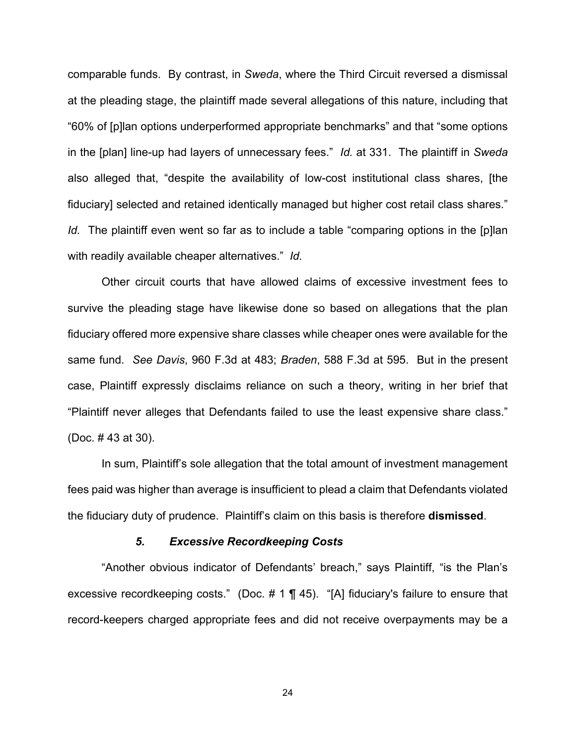comparable funds. By contrast, in *Sweda*, where the Third Circuit reversed a dismissal at the pleading stage, the plaintiff made several allegations of this nature, including that "60% of [p]lan options underperformed appropriate benchmarks" and that "some options in the [plan] line-up had layers of unnecessary fees." *Id.* at 331. The plaintiff in *Sweda* also alleged that, "despite the availability of low-cost institutional class shares, [the fiduciary] selected and retained identically managed but higher cost retail class shares." *Id.* The plaintiff even went so far as to include a table "comparing options in the [p]lan with readily available cheaper alternatives." *Id.*

Other circuit courts that have allowed claims of excessive investment fees to survive the pleading stage have likewise done so based on allegations that the plan fiduciary offered more expensive share classes while cheaper ones were available for the same fund. *See Davis*, 960 F.3d at 483; *Braden*, 588 F.3d at 595. But in the present case, Plaintiff expressly disclaims reliance on such a theory, writing in her brief that "Plaintiff never alleges that Defendants failed to use the least expensive share class." (Doc. # 43 at 30).

In sum, Plaintiff's sole allegation that the total amount of investment management fees paid was higher than average is insufficient to plead a claim that Defendants violated the fiduciary duty of prudence. Plaintiff's claim on this basis is therefore **dismissed**.

#### ***5. Excessive Recordkeeping Costs***

"Another obvious indicator of Defendants' breach," says Plaintiff, "is the Plan's excessive recordkeeping costs." (Doc. # 1 ¶ 45). "[A] fiduciary's failure to ensure that record-keepers charged appropriate fees and did not receive overpayments may be a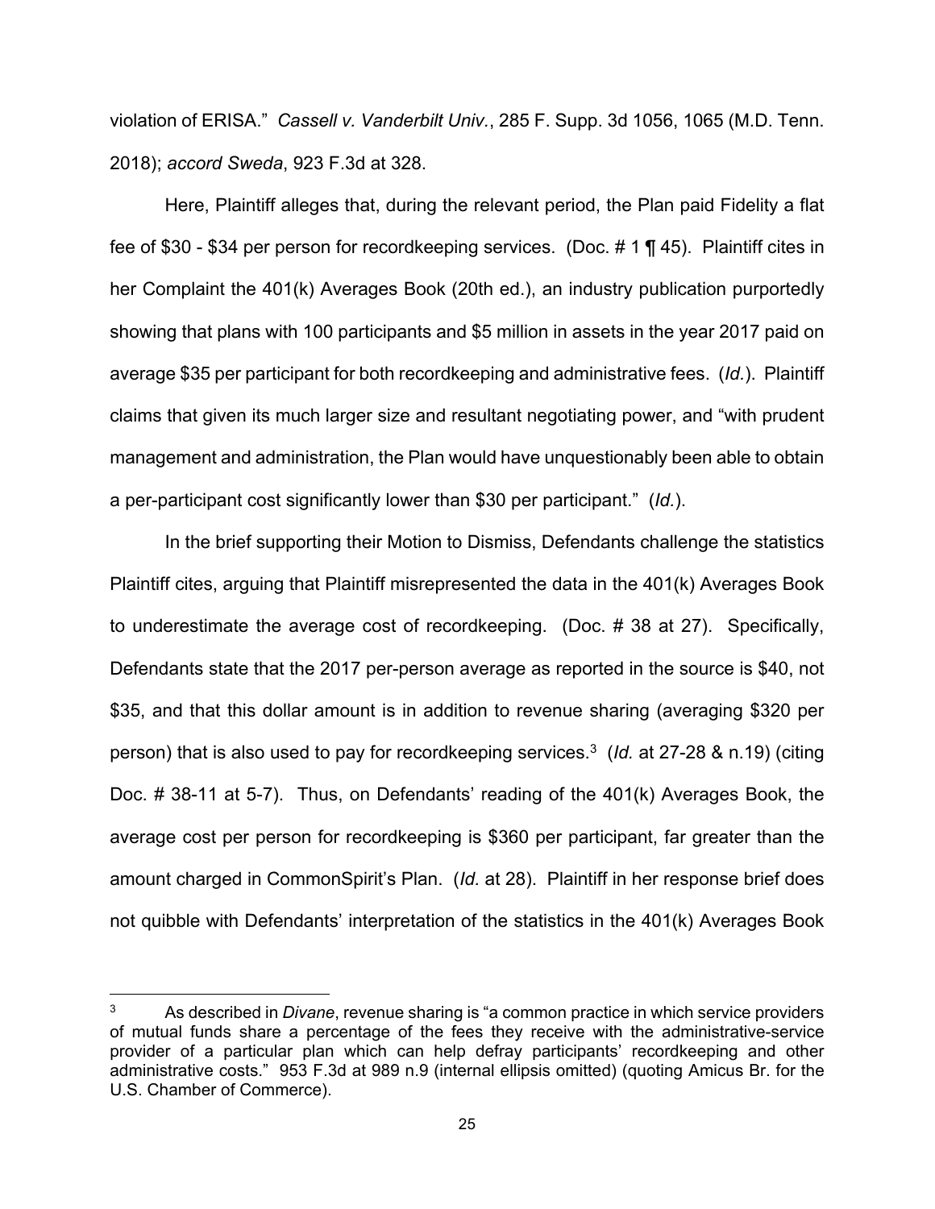violation of ERISA." *Cassell v. Vanderbilt Univ.*, 285 F. Supp. 3d 1056, 1065 (M.D. Tenn. 2018); *accord Sweda*, 923 F.3d at 328.

Here, Plaintiff alleges that, during the relevant period, the Plan paid Fidelity a flat fee of $30 - $34 per person for recordkeeping services. (Doc. # 1 ¶ 45). Plaintiff cites in her Complaint the 401(k) Averages Book (20th ed.), an industry publication purportedly showing that plans with 100 participants and $5 million in assets in the year 2017 paid on average $35 per participant for both recordkeeping and administrative fees. (*Id.*). Plaintiff claims that given its much larger size and resultant negotiating power, and "with prudent management and administration, the Plan would have unquestionably been able to obtain a per-participant cost significantly lower than $30 per participant." (*Id.*).

In the brief supporting their Motion to Dismiss, Defendants challenge the statistics Plaintiff cites, arguing that Plaintiff misrepresented the data in the 401(k) Averages Book to underestimate the average cost of recordkeeping. (Doc. # 38 at 27). Specifically, Defendants state that the 2017 per-person average as reported in the source is $40, not $35, and that this dollar amount is in addition to revenue sharing (averaging $320 per person) that is also used to pay for recordkeeping services.[3] (*Id.* at 27-28 & n.19) (citing Doc. # 38-11 at 5-7). Thus, on Defendants' reading of the 401(k) Averages Book, the average cost per person for recordkeeping is $360 per participant, far greater than the amount charged in CommonSpirit's Plan. (*Id.* at 28). Plaintiff in her response brief does not quibble with Defendants' interpretation of the statistics in the 401(k) Averages Book

---

[3] As described in *Divane*, revenue sharing is "a common practice in which service providers of mutual funds share a percentage of the fees they receive with the administrative-service provider of a particular plan which can help defray participants' recordkeeping and other administrative costs." 953 F.3d at 989 n.9 (internal ellipsis omitted) (quoting Amicus Br. for the U.S. Chamber of Commerce).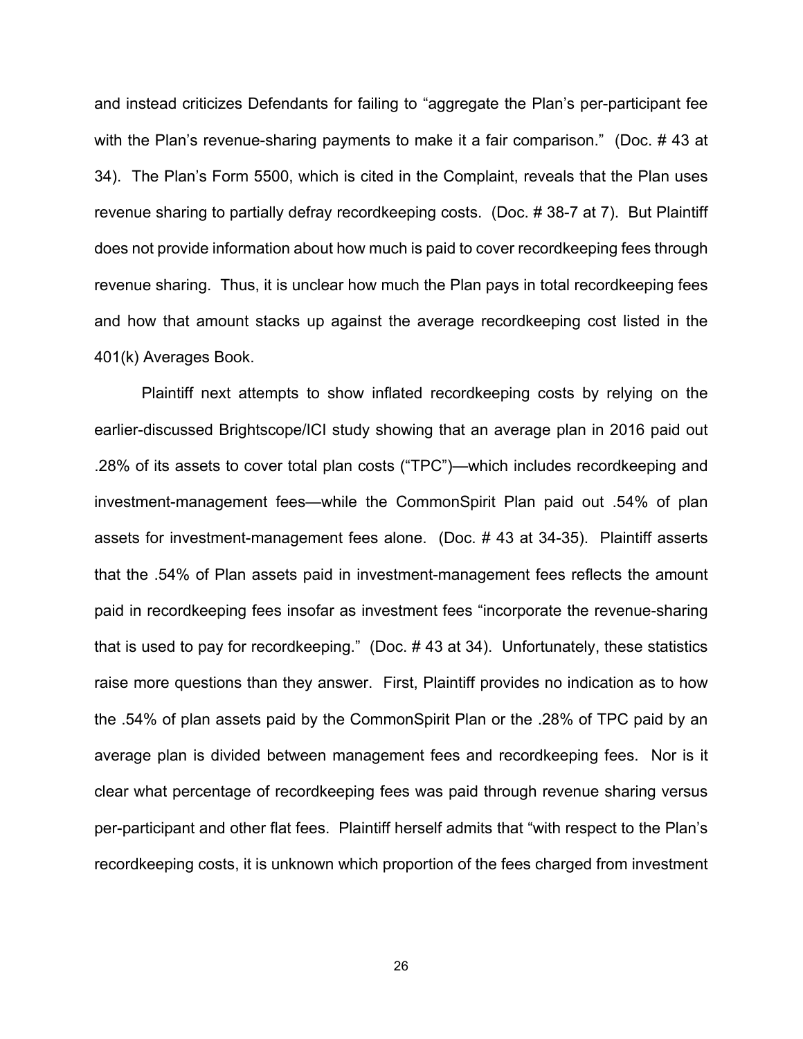and instead criticizes Defendants for failing to "aggregate the Plan's per-participant fee with the Plan's revenue-sharing payments to make it a fair comparison." (Doc. # 43 at 34). The Plan's Form 5500, which is cited in the Complaint, reveals that the Plan uses revenue sharing to partially defray recordkeeping costs. (Doc. # 38-7 at 7). But Plaintiff does not provide information about how much is paid to cover recordkeeping fees through revenue sharing. Thus, it is unclear how much the Plan pays in total recordkeeping fees and how that amount stacks up against the average recordkeeping cost listed in the 401(k) Averages Book.

Plaintiff next attempts to show inflated recordkeeping costs by relying on the earlier-discussed Brightscope/ICI study showing that an average plan in 2016 paid out .28% of its assets to cover total plan costs ("TPC")—which includes recordkeeping and investment-management fees—while the CommonSpirit Plan paid out .54% of plan assets for investment-management fees alone. (Doc. # 43 at 34-35). Plaintiff asserts that the .54% of Plan assets paid in investment-management fees reflects the amount paid in recordkeeping fees insofar as investment fees "incorporate the revenue-sharing that is used to pay for recordkeeping." (Doc. # 43 at 34). Unfortunately, these statistics raise more questions than they answer. First, Plaintiff provides no indication as to how the .54% of plan assets paid by the CommonSpirit Plan or the .28% of TPC paid by an average plan is divided between management fees and recordkeeping fees. Nor is it clear what percentage of recordkeeping fees was paid through revenue sharing versus per-participant and other flat fees. Plaintiff herself admits that "with respect to the Plan's recordkeeping costs, it is unknown which proportion of the fees charged from investment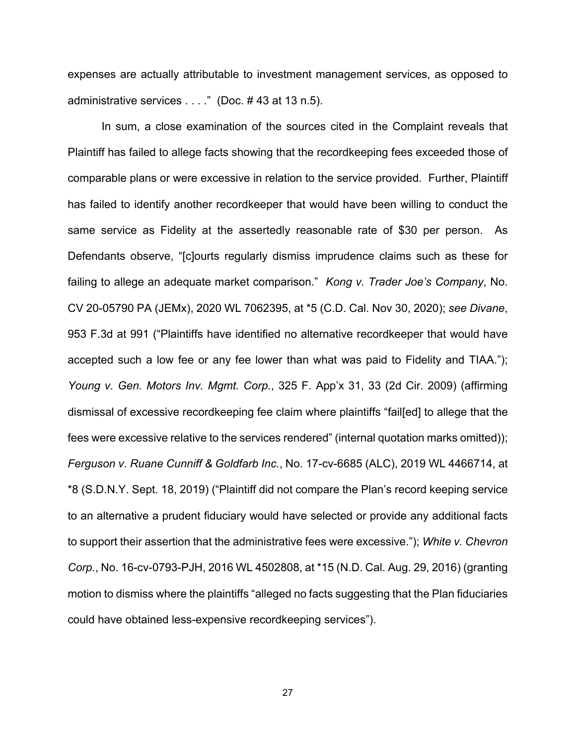expenses are actually attributable to investment management services, as opposed to administrative services . . . ." (Doc. # 43 at 13 n.5).

In sum, a close examination of the sources cited in the Complaint reveals that Plaintiff has failed to allege facts showing that the recordkeeping fees exceeded those of comparable plans or were excessive in relation to the service provided. Further, Plaintiff has failed to identify another recordkeeper that would have been willing to conduct the same service as Fidelity at the assertedly reasonable rate of $30 per person. As Defendants observe, "[c]ourts regularly dismiss imprudence claims such as these for failing to allege an adequate market comparison." *Kong v. Trader Joe's Company*, No. CV 20-05790 PA (JEMx), 2020 WL 7062395, at *5 (C.D. Cal. Nov 30, 2020); *see Divane*, 953 F.3d at 991 ("Plaintiffs have identified no alternative recordkeeper that would have accepted such a low fee or any fee lower than what was paid to Fidelity and TIAA."); *Young v. Gen. Motors Inv. Mgmt. Corp.*, 325 F. App'x 31, 33 (2d Cir. 2009) (affirming dismissal of excessive recordkeeping fee claim where plaintiffs "fail[ed] to allege that the fees were excessive relative to the services rendered" (internal quotation marks omitted)); *Ferguson v. Ruane Cunniff & Goldfarb Inc.*, No. 17-cv-6685 (ALC), 2019 WL 4466714, at *8 (S.D.N.Y. Sept. 18, 2019) ("Plaintiff did not compare the Plan's record keeping service to an alternative a prudent fiduciary would have selected or provide any additional facts to support their assertion that the administrative fees were excessive."); *White v. Chevron Corp.*, No. 16-cv-0793-PJH, 2016 WL 4502808, at *15 (N.D. Cal. Aug. 29, 2016) (granting motion to dismiss where the plaintiffs "alleged no facts suggesting that the Plan fiduciaries could have obtained less-expensive recordkeeping services").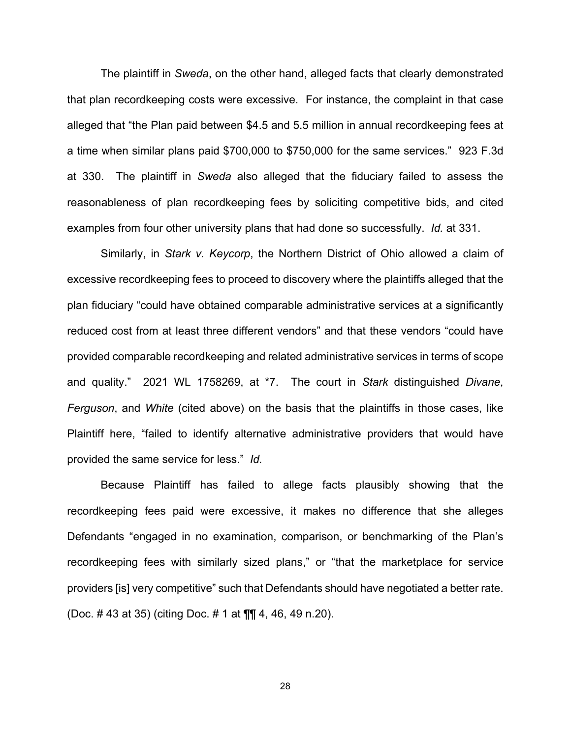The plaintiff in *Sweda*, on the other hand, alleged facts that clearly demonstrated that plan recordkeeping costs were excessive. For instance, the complaint in that case alleged that "the Plan paid between $4.5 and 5.5 million in annual recordkeeping fees at a time when similar plans paid $700,000 to $750,000 for the same services." 923 F.3d at 330. The plaintiff in *Sweda* also alleged that the fiduciary failed to assess the reasonableness of plan recordkeeping fees by soliciting competitive bids, and cited examples from four other university plans that had done so successfully. *Id.* at 331.

Similarly, in *Stark v. Keycorp*, the Northern District of Ohio allowed a claim of excessive recordkeeping fees to proceed to discovery where the plaintiffs alleged that the plan fiduciary "could have obtained comparable administrative services at a significantly reduced cost from at least three different vendors" and that these vendors "could have provided comparable recordkeeping and related administrative services in terms of scope and quality." 2021 WL 1758269, at *7. The court in *Stark* distinguished *Divane*, *Ferguson*, and *White* (cited above) on the basis that the plaintiffs in those cases, like Plaintiff here, "failed to identify alternative administrative providers that would have provided the same service for less." *Id.*

Because Plaintiff has failed to allege facts plausibly showing that the recordkeeping fees paid were excessive, it makes no difference that she alleges Defendants "engaged in no examination, comparison, or benchmarking of the Plan's recordkeeping fees with similarly sized plans," or "that the marketplace for service providers [is] very competitive" such that Defendants should have negotiated a better rate. (Doc. # 43 at 35) (citing Doc. # 1 at ¶¶ 4, 46, 49 n.20).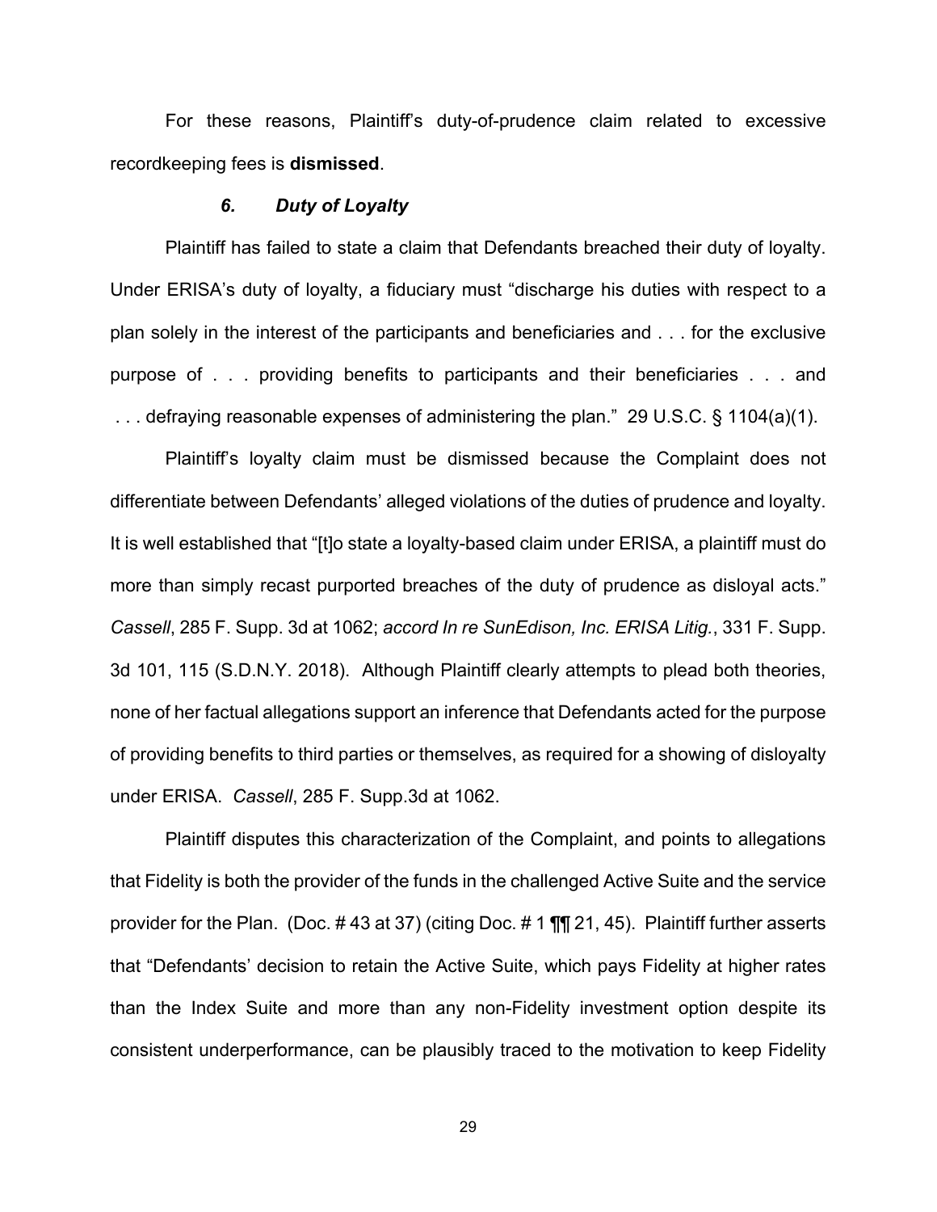For these reasons, Plaintiff's duty-of-prudence claim related to excessive recordkeeping fees is **dismissed**.

### *6. Duty of Loyalty*

Plaintiff has failed to state a claim that Defendants breached their duty of loyalty. Under ERISA's duty of loyalty, a fiduciary must "discharge his duties with respect to a plan solely in the interest of the participants and beneficiaries and . . . for the exclusive purpose of . . . providing benefits to participants and their beneficiaries . . . and . . . defraying reasonable expenses of administering the plan." 29 U.S.C. § 1104(a)(1).

Plaintiff's loyalty claim must be dismissed because the Complaint does not differentiate between Defendants' alleged violations of the duties of prudence and loyalty. It is well established that "[t]o state a loyalty-based claim under ERISA, a plaintiff must do more than simply recast purported breaches of the duty of prudence as disloyal acts." *Cassell*, 285 F. Supp. 3d at 1062; *accord In re SunEdison, Inc. ERISA Litig.*, 331 F. Supp. 3d 101, 115 (S.D.N.Y. 2018). Although Plaintiff clearly attempts to plead both theories, none of her factual allegations support an inference that Defendants acted for the purpose of providing benefits to third parties or themselves, as required for a showing of disloyalty under ERISA. *Cassell*, 285 F. Supp.3d at 1062.

Plaintiff disputes this characterization of the Complaint, and points to allegations that Fidelity is both the provider of the funds in the challenged Active Suite and the service provider for the Plan. (Doc. # 43 at 37) (citing Doc. # 1 ¶¶ 21, 45). Plaintiff further asserts that "Defendants' decision to retain the Active Suite, which pays Fidelity at higher rates than the Index Suite and more than any non-Fidelity investment option despite its consistent underperformance, can be plausibly traced to the motivation to keep Fidelity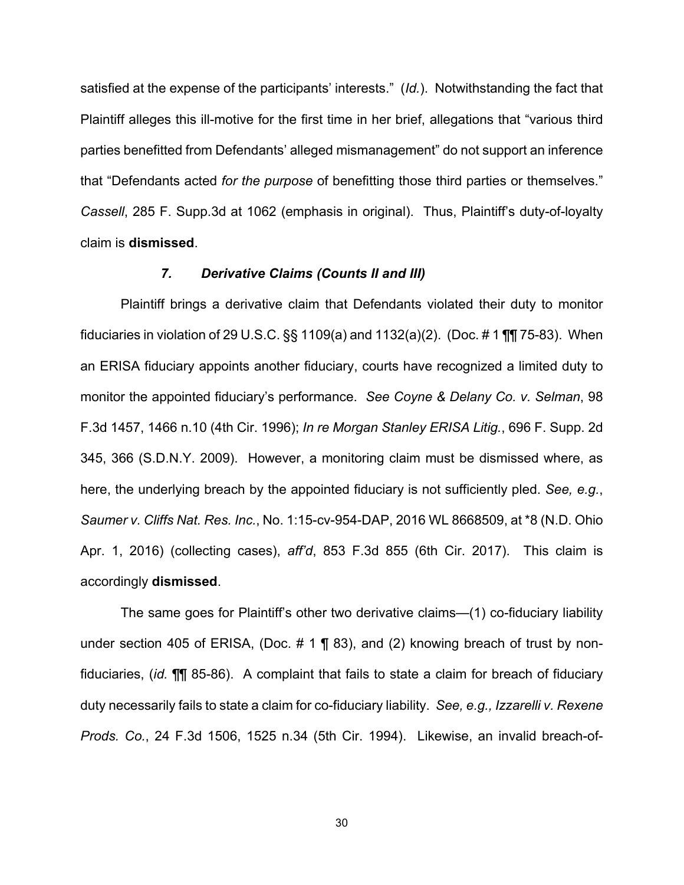satisfied at the expense of the participants' interests." (*Id.*). Notwithstanding the fact that Plaintiff alleges this ill-motive for the first time in her brief, allegations that "various third parties benefitted from Defendants' alleged mismanagement" do not support an inference that "Defendants acted *for the purpose* of benefitting those third parties or themselves." *Cassell*, 285 F. Supp.3d at 1062 (emphasis in original). Thus, Plaintiff's duty-of-loyalty claim is **dismissed**.

### *7. Derivative Claims (Counts II and III)*

Plaintiff brings a derivative claim that Defendants violated their duty to monitor fiduciaries in violation of 29 U.S.C. §§ 1109(a) and 1132(a)(2). (Doc. # 1 ¶¶ 75-83). When an ERISA fiduciary appoints another fiduciary, courts have recognized a limited duty to monitor the appointed fiduciary's performance. *See Coyne & Delany Co. v. Selman*, 98 F.3d 1457, 1466 n.10 (4th Cir. 1996); *In re Morgan Stanley ERISA Litig.*, 696 F. Supp. 2d 345, 366 (S.D.N.Y. 2009). However, a monitoring claim must be dismissed where, as here, the underlying breach by the appointed fiduciary is not sufficiently pled. *See, e.g.*, *Saumer v. Cliffs Nat. Res. Inc.*, No. 1:15-cv-954-DAP, 2016 WL 8668509, at *8 (N.D. Ohio Apr. 1, 2016) (collecting cases), *aff'd*, 853 F.3d 855 (6th Cir. 2017). This claim is accordingly **dismissed**.

The same goes for Plaintiff's other two derivative claims—(1) co-fiduciary liability under section 405 of ERISA, (Doc. # 1 ¶ 83), and (2) knowing breach of trust by non-fiduciaries, (*id.* ¶¶ 85-86). A complaint that fails to state a claim for breach of fiduciary duty necessarily fails to state a claim for co-fiduciary liability. *See, e.g., Izzarelli v. Rexene Prods. Co.*, 24 F.3d 1506, 1525 n.34 (5th Cir. 1994). Likewise, an invalid breach-of-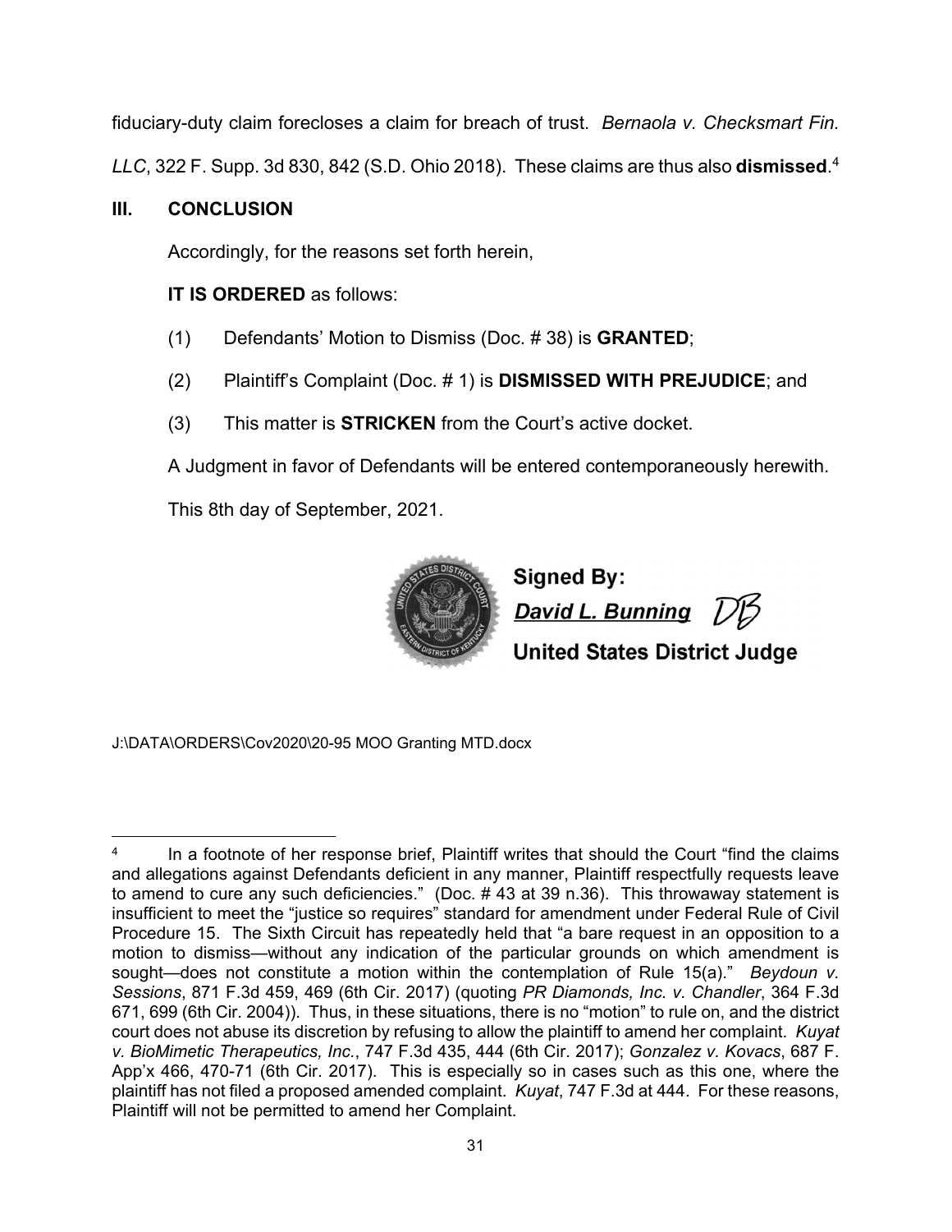fiduciary-duty claim forecloses a claim for breach of trust. *Bernaola v. Checksmart Fin. LLC*, 322 F. Supp. 3d 830, 842 (S.D. Ohio 2018). These claims are thus also **dismissed**.[4]

## III. CONCLUSION

Accordingly, for the reasons set forth herein,

**IT IS ORDERED** as follows:

(1) Defendants' Motion to Dismiss (Doc. # 38) is **GRANTED**;

(2) Plaintiff's Complaint (Doc. # 1) is **DISMISSED WITH PREJUDICE**; and

(3) This matter is **STRICKEN** from the Court's active docket.

A Judgment in favor of Defendants will be entered contemporaneously herewith.

This 8th day of September, 2021.

**Signed By:**
***David L. Bunning*** DB
**United States District Judge**

J:\DATA\ORDERS\Cov2020\20-95 MOO Granting MTD.docx

---

[4] In a footnote of her response brief, Plaintiff writes that should the Court "find the claims and allegations against Defendants deficient in any manner, Plaintiff respectfully requests leave to amend to cure any such deficiencies." (Doc. # 43 at 39 n.36). This throwaway statement is insufficient to meet the "justice so requires" standard for amendment under Federal Rule of Civil Procedure 15. The Sixth Circuit has repeatedly held that "a bare request in an opposition to a motion to dismiss—without any indication of the particular grounds on which amendment is sought—does not constitute a motion within the contemplation of Rule 15(a)." *Beydoun v. Sessions*, 871 F.3d 459, 469 (6th Cir. 2017) (quoting *PR Diamonds, Inc. v. Chandler*, 364 F.3d 671, 699 (6th Cir. 2004)). Thus, in these situations, there is no "motion" to rule on, and the district court does not abuse its discretion by refusing to allow the plaintiff to amend her complaint. *Kuyat v. BioMimetic Therapeutics, Inc.*, 747 F.3d 435, 444 (6th Cir. 2017); *Gonzalez v. Kovacs*, 687 F. App'x 466, 470-71 (6th Cir. 2017). This is especially so in cases such as this one, where the plaintiff has not filed a proposed amended complaint. *Kuyat*, 747 F.3d at 444. For these reasons, Plaintiff will not be permitted to amend her Complaint.